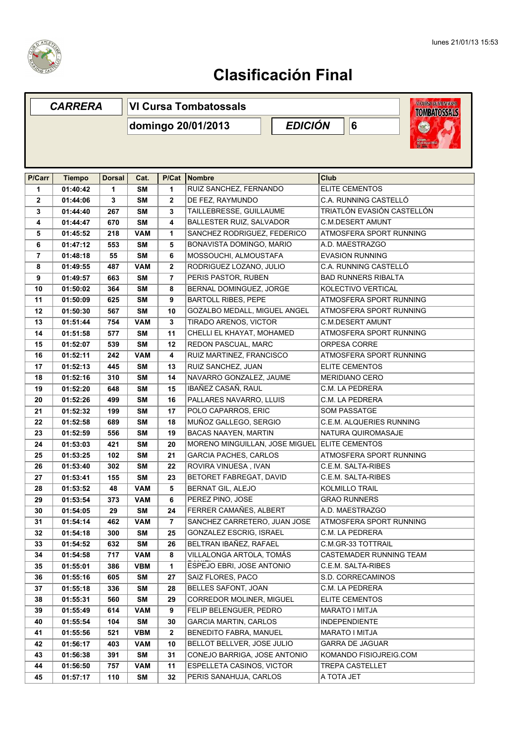lunes 21/01/13 15:53

# Clasificación Final

| CARRERA | VI Cursa Tombatossals |
|---|---|
| | domingo 20/01/2013 |
| EDICIÓN | 6 |

| P/Carr | Tiempo | Dorsal | Cat. | P/Cat | Nombre | Club |
|---|---|---|---|---|---|---|
| 1 | 01:40:42 | 1 | SM | 1 | RUIZ SANCHEZ, FERNANDO | ELITE CEMENTOS |
| 2 | 01:44:06 | 3 | SM | 2 | DE FEZ, RAYMUNDO | C.A. RUNNING CASTELLÓ |
| 3 | 01:44:40 | 267 | SM | 3 | TAILLEBRESSE, GUILLAUME | TRIATLÓN EVASIÓN CASTELLÓN |
| 4 | 01:44:47 | 670 | SM | 4 | BALLESTER RUIZ, SALVADOR | C.M.DESERT AMUNT |
| 5 | 01:45:52 | 218 | VAM | 1 | SANCHEZ RODRIGUEZ, FEDERICO | ATMOSFERA SPORT RUNNING |
| 6 | 01:47:12 | 553 | SM | 5 | BONAVISTA DOMINGO, MARIO | A.D. MAESTRAZGO |
| 7 | 01:48:18 | 55 | SM | 6 | MOSSOUCHI, ALMOUSTAFA | EVASION RUNNING |
| 8 | 01:49:55 | 487 | VAM | 2 | RODRIGUEZ LOZANO, JULIO | C.A. RUNNING CASTELLÓ |
| 9 | 01:49:57 | 663 | SM | 7 | PERIS PASTOR, RUBEN | BAD RUNNERS RIBALTA |
| 10 | 01:50:02 | 364 | SM | 8 | BERNAL DOMINGUEZ, JORGE | KOLECTIVO VERTICAL |
| 11 | 01:50:09 | 625 | SM | 9 | BARTOLL RIBES, PEPE | ATMOSFERA SPORT RUNNING |
| 12 | 01:50:30 | 567 | SM | 10 | GOZALBO MEDALL, MIGUEL ANGEL | ATMOSFERA SPORT RUNNING |
| 13 | 01:51:44 | 754 | VAM | 3 | TIRADO ARENOS, VICTOR | C.M.DESERT AMUNT |
| 14 | 01:51:58 | 577 | SM | 11 | CHELLI EL KHAYAT, MOHAMED | ATMOSFERA SPORT RUNNING |
| 15 | 01:52:07 | 539 | SM | 12 | REDON PASCUAL, MARC | ORPESA CORRE |
| 16 | 01:52:11 | 242 | VAM | 4 | RUIZ MARTINEZ, FRANCISCO | ATMOSFERA SPORT RUNNING |
| 17 | 01:52:13 | 445 | SM | 13 | RUIZ SANCHEZ, JUAN | ELITE CEMENTOS |
| 18 | 01:52:16 | 310 | SM | 14 | NAVARRO GONZALEZ, JAUME | MERIDIANO CERO |
| 19 | 01:52:20 | 648 | SM | 15 | IBAÑEZ CASAÑ, RAUL | C.M. LA PEDRERA |
| 20 | 01:52:26 | 499 | SM | 16 | PALLARES NAVARRO, LLUIS | C.M. LA PEDRERA |
| 21 | 01:52:32 | 199 | SM | 17 | POLO CAPARROS, ERIC | SOM PASSATGE |
| 22 | 01:52:58 | 689 | SM | 18 | MUÑOZ GALLEGO, SERGIO | C.E.M. ALQUERIES RUNNING |
| 23 | 01:52:59 | 556 | SM | 19 | BACAS NAAYEN, MARTIN | NATURA QUIROMASAJE |
| 24 | 01:53:03 | 421 | SM | 20 | MORENO MINGUILLAN, JOSE MIGUEL | ELITE CEMENTOS |
| 25 | 01:53:25 | 102 | SM | 21 | GARCIA PACHES, CARLOS | ATMOSFERA SPORT RUNNING |
| 26 | 01:53:40 | 302 | SM | 22 | ROVIRA VINUESA , IVAN | C.E.M. SALTA-RIBES |
| 27 | 01:53:41 | 155 | SM | 23 | BETORET FABREGAT, DAVID | C.E.M. SALTA-RIBES |
| 28 | 01:53:52 | 48 | VAM | 5 | BERNAT GIL, ALEJO | KOLMILLO TRAIL |
| 29 | 01:53:54 | 373 | VAM | 6 | PEREZ PINO, JOSE | GRAO RUNNERS |
| 30 | 01:54:05 | 29 | SM | 24 | FERRER CAMAÑES, ALBERT | A.D. MAESTRAZGO |
| 31 | 01:54:14 | 462 | VAM | 7 | SANCHEZ CARRETERO, JUAN JOSE | ATMOSFERA SPORT RUNNING |
| 32 | 01:54:18 | 300 | SM | 25 | GONZALEZ ESCRIG, ISRAEL | C.M. LA PEDRERA |
| 33 | 01:54:52 | 632 | SM | 26 | BELTRAN IBAÑEZ, RAFAEL | C.M.GR-33 TOTTRAIL |
| 34 | 01:54:58 | 717 | VAM | 8 | VILLALONGA ARTOLA, TOMÁS | CASTEMADER RUNNING TEAM |
| 35 | 01:55:01 | 386 | VBM | 1 | ESPEJO EBRI, JOSE ANTONIO | C.E.M. SALTA-RIBES |
| 36 | 01:55:16 | 605 | SM | 27 | SAIZ FLORES, PACO | S.D. CORRECAMINOS |
| 37 | 01:55:18 | 336 | SM | 28 | BELLES SAFONT, JOAN | C.M. LA PEDRERA |
| 38 | 01:55:31 | 560 | SM | 29 | CORREDOR MOLINER, MIGUEL | ELITE CEMENTOS |
| 39 | 01:55:49 | 614 | VAM | 9 | FELIP BELENGUER, PEDRO | MARATO I MITJA |
| 40 | 01:55:54 | 104 | SM | 30 | GARCIA MARTIN, CARLOS | INDEPENDIENTE |
| 41 | 01:55:56 | 521 | VBM | 2 | BENEDITO FABRA, MANUEL | MARATO I MITJA |
| 42 | 01:56:17 | 403 | VAM | 10 | BELLOT BELLVER, JOSE JULIO | GARRA DE JAGUAR |
| 43 | 01:56:38 | 391 | SM | 31 | CONEJO BARRIGA, JOSE ANTONIO | KOMANDO FISIOJREIG.COM |
| 44 | 01:56:50 | 757 | VAM | 11 | ESPELLETA CASINOS, VICTOR | TREPA CASTELLET |
| 45 | 01:57:17 | 110 | SM | 32 | PERIS SANAHUJA, CARLOS | A TOTA JET |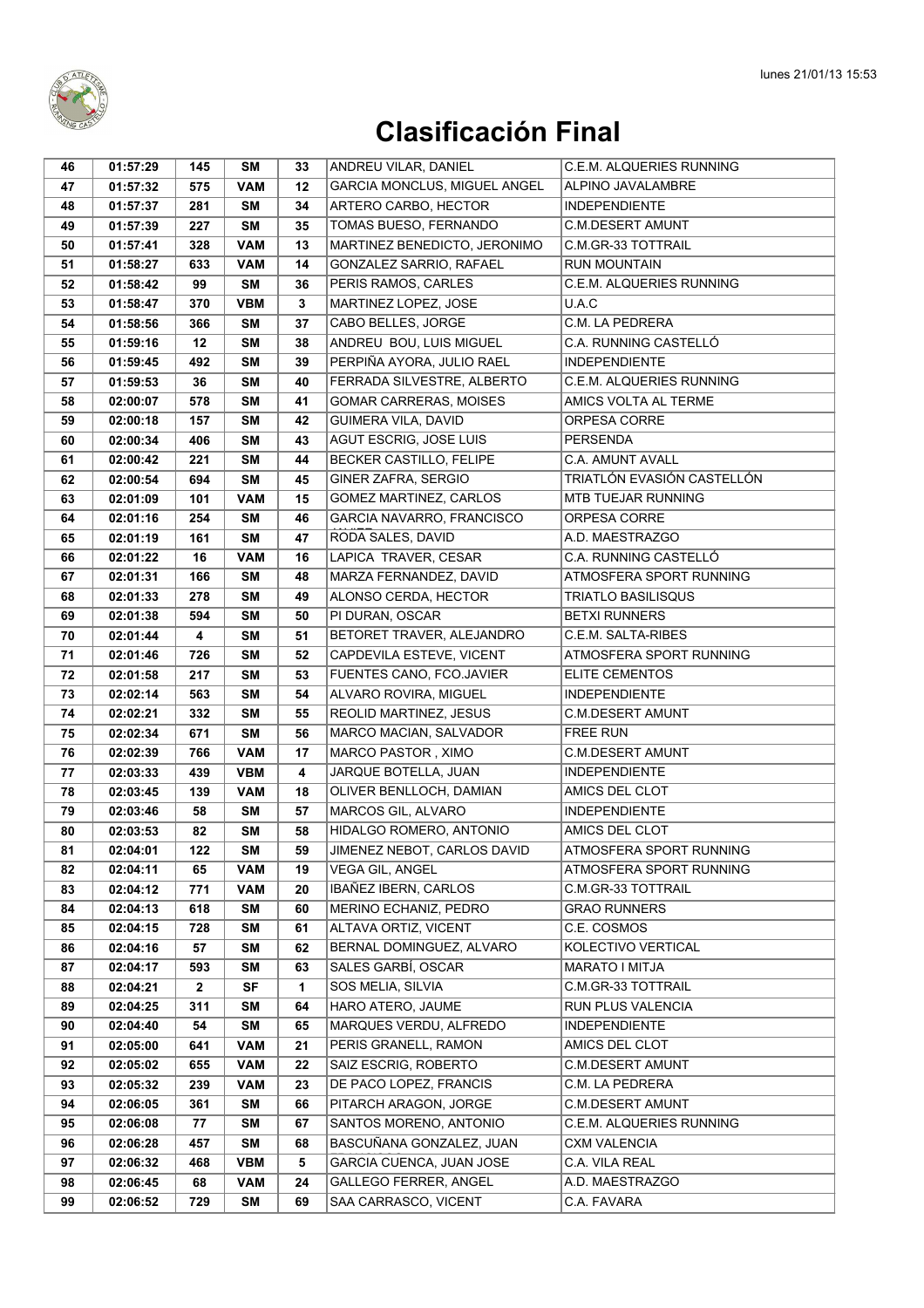# Clasificación Final

| | | | | | | |
|---|---|---|---|---|---|---|
| 46 | 01:57:29 | 145 | SM | 33 | ANDREU VILAR, DANIEL | C.E.M. ALQUERIES RUNNING |
| 47 | 01:57:32 | 575 | VAM | 12 | GARCIA MONCLUS, MIGUEL ANGEL | ALPINO JAVALAMBRE |
| 48 | 01:57:37 | 281 | SM | 34 | ARTERO CARBO, HECTOR | INDEPENDIENTE |
| 49 | 01:57:39 | 227 | SM | 35 | TOMAS BUESO, FERNANDO | C.M.DESERT AMUNT |
| 50 | 01:57:41 | 328 | VAM | 13 | MARTINEZ BENEDICTO, JERONIMO | C.M.GR-33 TOTTRAIL |
| 51 | 01:58:27 | 633 | VAM | 14 | GONZALEZ SARRIO, RAFAEL | RUN MOUNTAIN |
| 52 | 01:58:42 | 99 | SM | 36 | PERIS RAMOS, CARLES | C.E.M. ALQUERIES RUNNING |
| 53 | 01:58:47 | 370 | VBM | 3 | MARTINEZ LOPEZ, JOSE | U.A.C |
| 54 | 01:58:56 | 366 | SM | 37 | CABO BELLES, JORGE | C.M. LA PEDRERA |
| 55 | 01:59:16 | 12 | SM | 38 | ANDREU BOU, LUIS MIGUEL | C.A. RUNNING CASTELLÓ |
| 56 | 01:59:45 | 492 | SM | 39 | PERPIÑA AYORA, JULIO RAEL | INDEPENDIENTE |
| 57 | 01:59:53 | 36 | SM | 40 | FERRADA SILVESTRE, ALBERTO | C.E.M. ALQUERIES RUNNING |
| 58 | 02:00:07 | 578 | SM | 41 | GOMAR CARRERAS, MOISES | AMICS VOLTA AL TERME |
| 59 | 02:00:18 | 157 | SM | 42 | GUIMERA VILA, DAVID | ORPESA CORRE |
| 60 | 02:00:34 | 406 | SM | 43 | AGUT ESCRIG, JOSE LUIS | PERSENDA |
| 61 | 02:00:42 | 221 | SM | 44 | BECKER CASTILLO, FELIPE | C.A. AMUNT AVALL |
| 62 | 02:00:54 | 694 | SM | 45 | GINER ZAFRA, SERGIO | TRIATLÓN EVASIÓN CASTELLÓN |
| 63 | 02:01:09 | 101 | VAM | 15 | GOMEZ MARTINEZ, CARLOS | MTB TUEJAR RUNNING |
| 64 | 02:01:16 | 254 | SM | 46 | GARCIA NAVARRO, FRANCISCO | ORPESA CORRE |
| 65 | 02:01:19 | 161 | SM | 47 | RODA SALES, DAVID | A.D. MAESTRAZGO |
| 66 | 02:01:22 | 16 | VAM | 16 | LAPICA TRAVER, CESAR | C.A. RUNNING CASTELLÓ |
| 67 | 02:01:31 | 166 | SM | 48 | MARZA FERNANDEZ, DAVID | ATMOSFERA SPORT RUNNING |
| 68 | 02:01:33 | 278 | SM | 49 | ALONSO CERDA, HECTOR | TRIATLO BASILISQUS |
| 69 | 02:01:38 | 594 | SM | 50 | PI DURAN, OSCAR | BETXI RUNNERS |
| 70 | 02:01:44 | 4 | SM | 51 | BETORET TRAVER, ALEJANDRO | C.E.M. SALTA-RIBES |
| 71 | 02:01:46 | 726 | SM | 52 | CAPDEVILA ESTEVE, VICENT | ATMOSFERA SPORT RUNNING |
| 72 | 02:01:58 | 217 | SM | 53 | FUENTES CANO, FCO.JAVIER | ELITE CEMENTOS |
| 73 | 02:02:14 | 563 | SM | 54 | ALVARO ROVIRA, MIGUEL | INDEPENDIENTE |
| 74 | 02:02:21 | 332 | SM | 55 | REOLID MARTINEZ, JESUS | C.M.DESERT AMUNT |
| 75 | 02:02:34 | 671 | SM | 56 | MARCO MACIAN, SALVADOR | FREE RUN |
| 76 | 02:02:39 | 766 | VAM | 17 | MARCO PASTOR , XIMO | C.M.DESERT AMUNT |
| 77 | 02:03:33 | 439 | VBM | 4 | JARQUE BOTELLA, JUAN | INDEPENDIENTE |
| 78 | 02:03:45 | 139 | VAM | 18 | OLIVER BENLLOCH, DAMIAN | AMICS DEL CLOT |
| 79 | 02:03:46 | 58 | SM | 57 | MARCOS GIL, ALVARO | INDEPENDIENTE |
| 80 | 02:03:53 | 82 | SM | 58 | HIDALGO ROMERO, ANTONIO | AMICS DEL CLOT |
| 81 | 02:04:01 | 122 | SM | 59 | JIMENEZ NEBOT, CARLOS DAVID | ATMOSFERA SPORT RUNNING |
| 82 | 02:04:11 | 65 | VAM | 19 | VEGA GIL, ANGEL | ATMOSFERA SPORT RUNNING |
| 83 | 02:04:12 | 771 | VAM | 20 | IBAÑEZ IBERN, CARLOS | C.M.GR-33 TOTTRAIL |
| 84 | 02:04:13 | 618 | SM | 60 | MERINO ECHANIZ, PEDRO | GRAO RUNNERS |
| 85 | 02:04:15 | 728 | SM | 61 | ALTAVA ORTIZ, VICENT | C.E. COSMOS |
| 86 | 02:04:16 | 57 | SM | 62 | BERNAL DOMINGUEZ, ALVARO | KOLECTIVO VERTICAL |
| 87 | 02:04:17 | 593 | SM | 63 | SALES GARBÍ, OSCAR | MARATO I MITJA |
| 88 | 02:04:21 | 2 | SF | 1 | SOS MELIA, SILVIA | C.M.GR-33 TOTTRAIL |
| 89 | 02:04:25 | 311 | SM | 64 | HARO ATERO, JAUME | RUN PLUS VALENCIA |
| 90 | 02:04:40 | 54 | SM | 65 | MARQUES VERDU, ALFREDO | INDEPENDIENTE |
| 91 | 02:05:00 | 641 | VAM | 21 | PERIS GRANELL, RAMON | AMICS DEL CLOT |
| 92 | 02:05:02 | 655 | VAM | 22 | SAIZ ESCRIG, ROBERTO | C.M.DESERT AMUNT |
| 93 | 02:05:32 | 239 | VAM | 23 | DE PACO LOPEZ, FRANCIS | C.M. LA PEDRERA |
| 94 | 02:06:05 | 361 | SM | 66 | PITARCH ARAGON, JORGE | C.M.DESERT AMUNT |
| 95 | 02:06:08 | 77 | SM | 67 | SANTOS MORENO, ANTONIO | C.E.M. ALQUERIES RUNNING |
| 96 | 02:06:28 | 457 | SM | 68 | BASCUÑANA GONZALEZ, JUAN | CXM VALENCIA |
| 97 | 02:06:32 | 468 | VBM | 5 | GARCIA CUENCA, JUAN JOSE | C.A. VILA REAL |
| 98 | 02:06:45 | 68 | VAM | 24 | GALLEGO FERRER, ANGEL | A.D. MAESTRAZGO |
| 99 | 02:06:52 | 729 | SM | 69 | SAA CARRASCO, VICENT | C.A. FAVARA |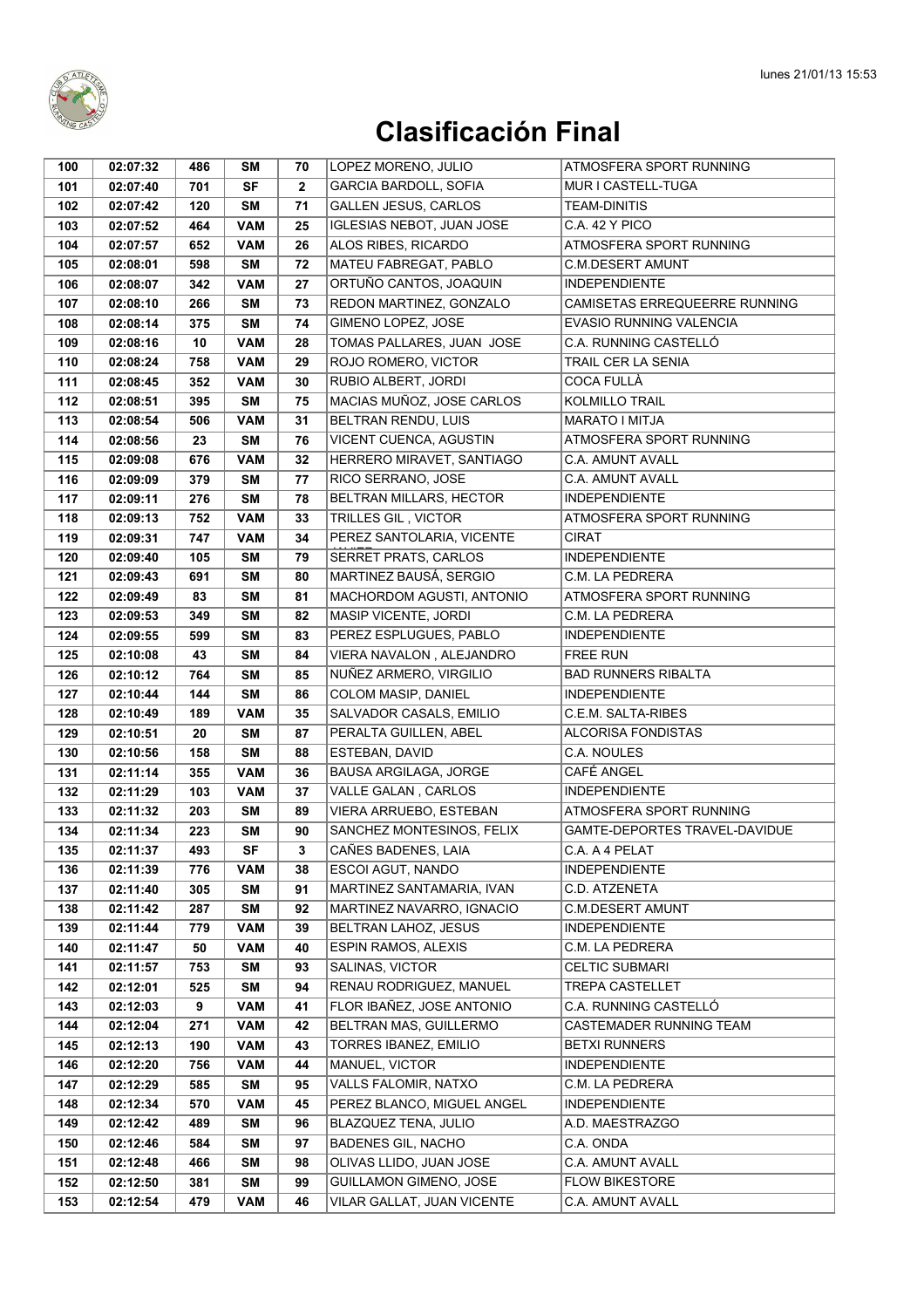# Clasificación Final

| 100 | 02:07:32 | 486 | SM | 70 | LOPEZ MORENO, JULIO | ATMOSFERA SPORT RUNNING |
|---|---|---|---|---|---|---|
| 101 | 02:07:40 | 701 | SF | 2 | GARCIA BARDOLL, SOFIA | MUR I CASTELL-TUGA |
| 102 | 02:07:42 | 120 | SM | 71 | GALLEN JESUS, CARLOS | TEAM-DINITIS |
| 103 | 02:07:52 | 464 | VAM | 25 | IGLESIAS NEBOT, JUAN JOSE | C.A. 42 Y PICO |
| 104 | 02:07:57 | 652 | VAM | 26 | ALOS RIBES, RICARDO | ATMOSFERA SPORT RUNNING |
| 105 | 02:08:01 | 598 | SM | 72 | MATEU FABREGAT, PABLO | C.M.DESERT AMUNT |
| 106 | 02:08:07 | 342 | VAM | 27 | ORTUÑO CANTOS, JOAQUIN | INDEPENDIENTE |
| 107 | 02:08:10 | 266 | SM | 73 | REDON MARTINEZ, GONZALO | CAMISETAS ERREQUEERRE RUNNING |
| 108 | 02:08:14 | 375 | SM | 74 | GIMENO LOPEZ, JOSE | EVASIO RUNNING VALENCIA |
| 109 | 02:08:16 | 10 | VAM | 28 | TOMAS PALLARES, JUAN JOSE | C.A. RUNNING CASTELLÓ |
| 110 | 02:08:24 | 758 | VAM | 29 | ROJO ROMERO, VICTOR | TRAIL CER LA SENIA |
| 111 | 02:08:45 | 352 | VAM | 30 | RUBIO ALBERT, JORDI | COCA FULLÀ |
| 112 | 02:08:51 | 395 | SM | 75 | MACIAS MUÑOZ, JOSE CARLOS | KOLMILLO TRAIL |
| 113 | 02:08:54 | 506 | VAM | 31 | BELTRAN RENDU, LUIS | MARATO I MITJA |
| 114 | 02:08:56 | 23 | SM | 76 | VICENT CUENCA, AGUSTIN | ATMOSFERA SPORT RUNNING |
| 115 | 02:09:08 | 676 | VAM | 32 | HERRERO MIRAVET, SANTIAGO | C.A. AMUNT AVALL |
| 116 | 02:09:09 | 379 | SM | 77 | RICO SERRANO, JOSE | C.A. AMUNT AVALL |
| 117 | 02:09:11 | 276 | SM | 78 | BELTRAN MILLARS, HECTOR | INDEPENDIENTE |
| 118 | 02:09:13 | 752 | VAM | 33 | TRILLES GIL , VICTOR | ATMOSFERA SPORT RUNNING |
| 119 | 02:09:31 | 747 | VAM | 34 | PEREZ SANTOLARIA, VICENTE | CIRAT |
| 120 | 02:09:40 | 105 | SM | 79 | SERRET PRATS, CARLOS | INDEPENDIENTE |
| 121 | 02:09:43 | 691 | SM | 80 | MARTINEZ BAUSÁ, SERGIO | C.M. LA PEDRERA |
| 122 | 02:09:49 | 83 | SM | 81 | MACHORDOM AGUSTI, ANTONIO | ATMOSFERA SPORT RUNNING |
| 123 | 02:09:53 | 349 | SM | 82 | MASIP VICENTE, JORDI | C.M. LA PEDRERA |
| 124 | 02:09:55 | 599 | SM | 83 | PEREZ ESPLUGUES, PABLO | INDEPENDIENTE |
| 125 | 02:10:08 | 43 | SM | 84 | VIERA NAVALON , ALEJANDRO | FREE RUN |
| 126 | 02:10:12 | 764 | SM | 85 | NUÑEZ ARMERO, VIRGILIO | BAD RUNNERS RIBALTA |
| 127 | 02:10:44 | 144 | SM | 86 | COLOM MASIP, DANIEL | INDEPENDIENTE |
| 128 | 02:10:49 | 189 | VAM | 35 | SALVADOR CASALS, EMILIO | C.E.M. SALTA-RIBES |
| 129 | 02:10:51 | 20 | SM | 87 | PERALTA GUILLEN, ABEL | ALCORISA FONDISTAS |
| 130 | 02:10:56 | 158 | SM | 88 | ESTEBAN, DAVID | C.A. NOULES |
| 131 | 02:11:14 | 355 | VAM | 36 | BAUSA ARGILAGA, JORGE | CAFÉ ANGEL |
| 132 | 02:11:29 | 103 | VAM | 37 | VALLE GALAN , CARLOS | INDEPENDIENTE |
| 133 | 02:11:32 | 203 | SM | 89 | VIERA ARRUEBO, ESTEBAN | ATMOSFERA SPORT RUNNING |
| 134 | 02:11:34 | 223 | SM | 90 | SANCHEZ MONTESINOS, FELIX | GAMTE-DEPORTES TRAVEL-DAVIDUE |
| 135 | 02:11:37 | 493 | SF | 3 | CAÑES BADENES, LAIA | C.A. A 4 PELAT |
| 136 | 02:11:39 | 776 | VAM | 38 | ESCOI AGUT, NANDO | INDEPENDIENTE |
| 137 | 02:11:40 | 305 | SM | 91 | MARTINEZ SANTAMARIA, IVAN | C.D. ATZENETA |
| 138 | 02:11:42 | 287 | SM | 92 | MARTINEZ NAVARRO, IGNACIO | C.M.DESERT AMUNT |
| 139 | 02:11:44 | 779 | VAM | 39 | BELTRAN LAHOZ, JESUS | INDEPENDIENTE |
| 140 | 02:11:47 | 50 | VAM | 40 | ESPIN RAMOS, ALEXIS | C.M. LA PEDRERA |
| 141 | 02:11:57 | 753 | SM | 93 | SALINAS, VICTOR | CELTIC SUBMARI |
| 142 | 02:12:01 | 525 | SM | 94 | RENAU RODRIGUEZ, MANUEL | TREPA CASTELLET |
| 143 | 02:12:03 | 9 | VAM | 41 | FLOR IBAÑEZ, JOSE ANTONIO | C.A. RUNNING CASTELLÓ |
| 144 | 02:12:04 | 271 | VAM | 42 | BELTRAN MAS, GUILLERMO | CASTEMADER RUNNING TEAM |
| 145 | 02:12:13 | 190 | VAM | 43 | TORRES IBANEZ, EMILIO | BETXI RUNNERS |
| 146 | 02:12:20 | 756 | VAM | 44 | MANUEL, VICTOR | INDEPENDIENTE |
| 147 | 02:12:29 | 585 | SM | 95 | VALLS FALOMIR, NATXO | C.M. LA PEDRERA |
| 148 | 02:12:34 | 570 | VAM | 45 | PEREZ BLANCO, MIGUEL ANGEL | INDEPENDIENTE |
| 149 | 02:12:42 | 489 | SM | 96 | BLAZQUEZ TENA, JULIO | A.D. MAESTRAZGO |
| 150 | 02:12:46 | 584 | SM | 97 | BADENES GIL, NACHO | C.A. ONDA |
| 151 | 02:12:48 | 466 | SM | 98 | OLIVAS LLIDO, JUAN JOSE | C.A. AMUNT AVALL |
| 152 | 02:12:50 | 381 | SM | 99 | GUILLAMON GIMENO, JOSE | FLOW BIKESTORE |
| 153 | 02:12:54 | 479 | VAM | 46 | VILAR GALLAT, JUAN VICENTE | C.A. AMUNT AVALL |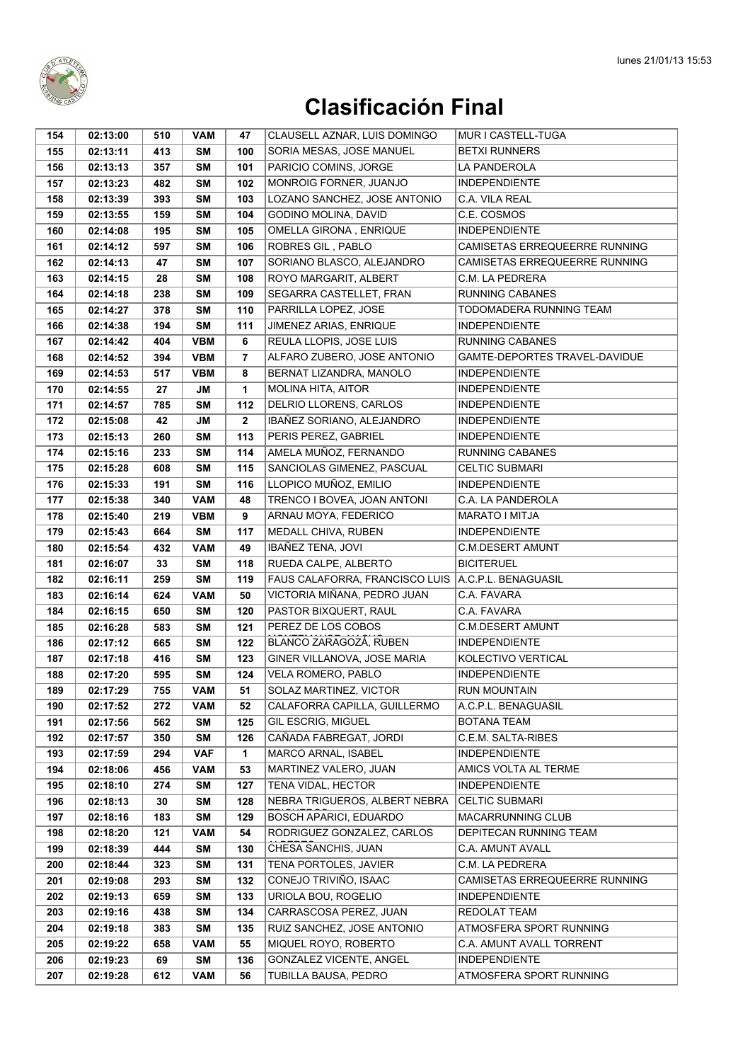# Clasificación Final

| | | | | | | |
|---|---|---|---|---|---|---|
| 154 | 02:13:00 | 510 | VAM | 47 | CLAUSELL AZNAR, LUIS DOMINGO | MUR I CASTELL-TUGA |
| 155 | 02:13:11 | 413 | SM | 100 | SORIA MESAS, JOSE MANUEL | BETXI RUNNERS |
| 156 | 02:13:13 | 357 | SM | 101 | PARICIO COMINS, JORGE | LA PANDEROLA |
| 157 | 02:13:23 | 482 | SM | 102 | MONROIG FORNER, JUANJO | INDEPENDIENTE |
| 158 | 02:13:39 | 393 | SM | 103 | LOZANO SANCHEZ, JOSE ANTONIO | C.A. VILA REAL |
| 159 | 02:13:55 | 159 | SM | 104 | GODINO MOLINA, DAVID | C.E. COSMOS |
| 160 | 02:14:08 | 195 | SM | 105 | OMELLA GIRONA , ENRIQUE | INDEPENDIENTE |
| 161 | 02:14:12 | 597 | SM | 106 | ROBRES GIL , PABLO | CAMISETAS ERREQUEERRE RUNNING |
| 162 | 02:14:13 | 47 | SM | 107 | SORIANO BLASCO, ALEJANDRO | CAMISETAS ERREQUEERRE RUNNING |
| 163 | 02:14:15 | 28 | SM | 108 | ROYO MARGARIT, ALBERT | C.M. LA PEDRERA |
| 164 | 02:14:18 | 238 | SM | 109 | SEGARRA CASTELLET, FRAN | RUNNING CABANES |
| 165 | 02:14:27 | 378 | SM | 110 | PARRILLA LOPEZ, JOSE | TODOMADERA RUNNING TEAM |
| 166 | 02:14:38 | 194 | SM | 111 | JIMENEZ ARIAS, ENRIQUE | INDEPENDIENTE |
| 167 | 02:14:42 | 404 | VBM | 6 | REULA LLOPIS, JOSE LUIS | RUNNING CABANES |
| 168 | 02:14:52 | 394 | VBM | 7 | ALFARO ZUBERO, JOSE ANTONIO | GAMTE-DEPORTES TRAVEL-DAVIDUE |
| 169 | 02:14:53 | 517 | VBM | 8 | BERNAT LIZANDRA, MANOLO | INDEPENDIENTE |
| 170 | 02:14:55 | 27 | JM | 1 | MOLINA HITA, AITOR | INDEPENDIENTE |
| 171 | 02:14:57 | 785 | SM | 112 | DELRIO LLORENS, CARLOS | INDEPENDIENTE |
| 172 | 02:15:08 | 42 | JM | 2 | IBAÑEZ SORIANO, ALEJANDRO | INDEPENDIENTE |
| 173 | 02:15:13 | 260 | SM | 113 | PERIS PEREZ, GABRIEL | INDEPENDIENTE |
| 174 | 02:15:16 | 233 | SM | 114 | AMELA MUÑOZ, FERNANDO | RUNNING CABANES |
| 175 | 02:15:28 | 608 | SM | 115 | SANCIOLAS GIMENEZ, PASCUAL | CELTIC SUBMARI |
| 176 | 02:15:33 | 191 | SM | 116 | LLOPICO MUÑOZ, EMILIO | INDEPENDIENTE |
| 177 | 02:15:38 | 340 | VAM | 48 | TRENCO I BOVEA, JOAN ANTONI | C.A. LA PANDEROLA |
| 178 | 02:15:40 | 219 | VBM | 9 | ARNAU MOYA, FEDERICO | MARATO I MITJA |
| 179 | 02:15:43 | 664 | SM | 117 | MEDALL CHIVA, RUBEN | INDEPENDIENTE |
| 180 | 02:15:54 | 432 | VAM | 49 | IBAÑEZ TENA, JOVI | C.M.DESERT AMUNT |
| 181 | 02:16:07 | 33 | SM | 118 | RUEDA CALPE, ALBERTO | BICITERUEL |
| 182 | 02:16:11 | 259 | SM | 119 | FAUS CALAFORRA, FRANCISCO LUIS | A.C.P.L. BENAGUASIL |
| 183 | 02:16:14 | 624 | VAM | 50 | VICTORIA MIÑANA, PEDRO JUAN | C.A. FAVARA |
| 184 | 02:16:15 | 650 | SM | 120 | PASTOR BIXQUERT, RAUL | C.A. FAVARA |
| 185 | 02:16:28 | 583 | SM | 121 | PEREZ DE LOS COBOS | C.M.DESERT AMUNT |
| 186 | 02:17:12 | 665 | SM | 122 | BLANCO ZARAGOZA, RUBEN | INDEPENDIENTE |
| 187 | 02:17:18 | 416 | SM | 123 | GINER VILLANOVA, JOSE MARIA | KOLECTIVO VERTICAL |
| 188 | 02:17:20 | 595 | SM | 124 | VELA ROMERO, PABLO | INDEPENDIENTE |
| 189 | 02:17:29 | 755 | VAM | 51 | SOLAZ MARTINEZ, VICTOR | RUN MOUNTAIN |
| 190 | 02:17:52 | 272 | VAM | 52 | CALAFORRA CAPILLA, GUILLERMO | A.C.P.L. BENAGUASIL |
| 191 | 02:17:56 | 562 | SM | 125 | GIL ESCRIG, MIGUEL | BOTANA TEAM |
| 192 | 02:17:57 | 350 | SM | 126 | CAÑADA FABREGAT, JORDI | C.E.M. SALTA-RIBES |
| 193 | 02:17:59 | 294 | VAF | 1 | MARCO ARNAL, ISABEL | INDEPENDIENTE |
| 194 | 02:18:06 | 456 | VAM | 53 | MARTINEZ VALERO, JUAN | AMICS VOLTA AL TERME |
| 195 | 02:18:10 | 274 | SM | 127 | TENA VIDAL, HECTOR | INDEPENDIENTE |
| 196 | 02:18:13 | 30 | SM | 128 | NEBRA TRIGUEROS, ALBERT NEBRA | CELTIC SUBMARI |
| 197 | 02:18:16 | 183 | SM | 129 | BOSCH APARICI, EDUARDO | MACARRUNNING CLUB |
| 198 | 02:18:20 | 121 | VAM | 54 | RODRIGUEZ GONZALEZ, CARLOS | DEPITECAN RUNNING TEAM |
| 199 | 02:18:39 | 444 | SM | 130 | CHESA SANCHIS, JUAN | C.A. AMUNT AVALL |
| 200 | 02:18:44 | 323 | SM | 131 | TENA PORTOLES, JAVIER | C.M. LA PEDRERA |
| 201 | 02:19:08 | 293 | SM | 132 | CONEJO TRIVIÑO, ISAAC | CAMISETAS ERREQUEERRE RUNNING |
| 202 | 02:19:13 | 659 | SM | 133 | URIOLA BOU, ROGELIO | INDEPENDIENTE |
| 203 | 02:19:16 | 438 | SM | 134 | CARRASCOSA PEREZ, JUAN | REDOLAT TEAM |
| 204 | 02:19:18 | 383 | SM | 135 | RUIZ SANCHEZ, JOSE ANTONIO | ATMOSFERA SPORT RUNNING |
| 205 | 02:19:22 | 658 | VAM | 55 | MIQUEL ROYO, ROBERTO | C.A. AMUNT AVALL TORRENT |
| 206 | 02:19:23 | 69 | SM | 136 | GONZALEZ VICENTE, ANGEL | INDEPENDIENTE |
| 207 | 02:19:28 | 612 | VAM | 56 | TUBILLA BAUSA, PEDRO | ATMOSFERA SPORT RUNNING |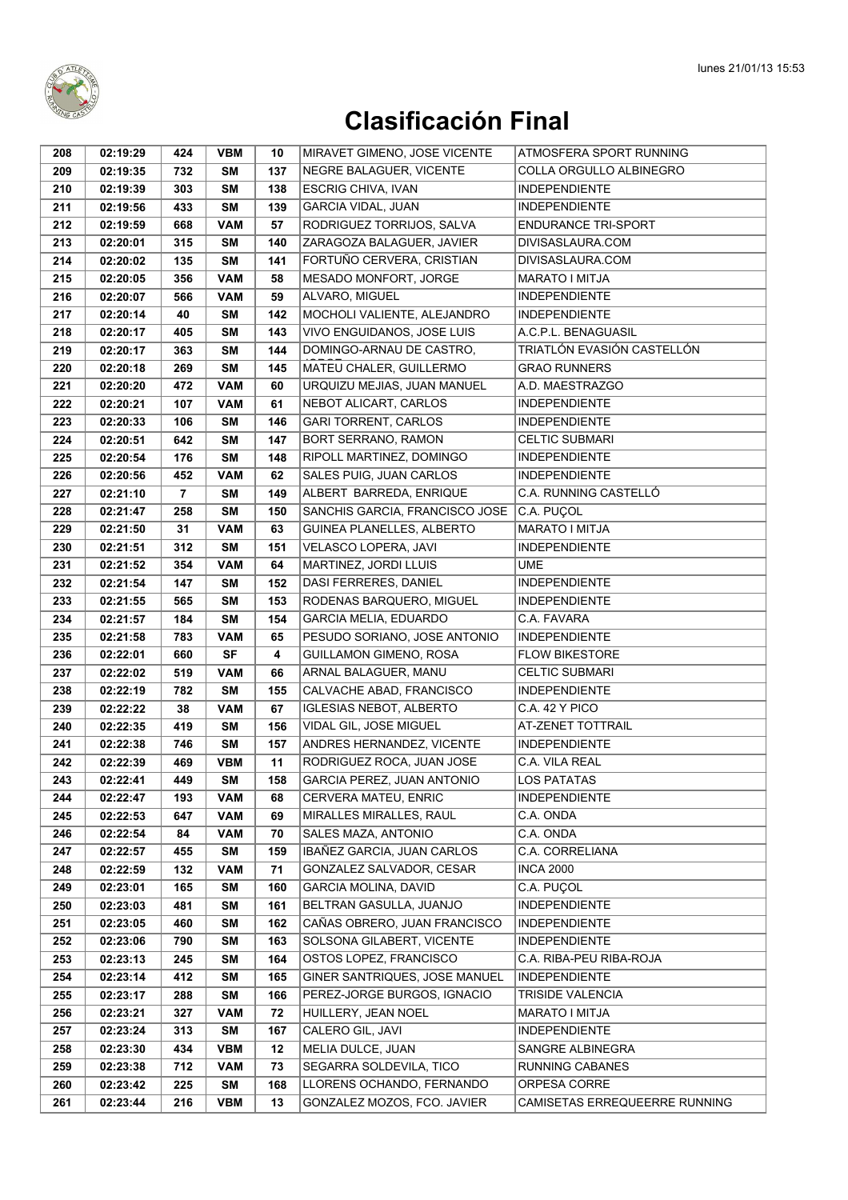# Clasificación Final

| 208 | 02:19:29 | 424 | VBM | 10 | MIRAVET GIMENO, JOSE VICENTE | ATMOSFERA SPORT RUNNING |
|---|---|---|---|---|---|---|
| 209 | 02:19:35 | 732 | SM | 137 | NEGRE BALAGUER, VICENTE | COLLA ORGULLO ALBINEGRO |
| 210 | 02:19:39 | 303 | SM | 138 | ESCRIG CHIVA, IVAN | INDEPENDIENTE |
| 211 | 02:19:56 | 433 | SM | 139 | GARCIA VIDAL, JUAN | INDEPENDIENTE |
| 212 | 02:19:59 | 668 | VAM | 57 | RODRIGUEZ TORRIJOS, SALVA | ENDURANCE TRI-SPORT |
| 213 | 02:20:01 | 315 | SM | 140 | ZARAGOZA BALAGUER, JAVIER | DIVISASLAURA.COM |
| 214 | 02:20:02 | 135 | SM | 141 | FORTUÑO CERVERA, CRISTIAN | DIVISASLAURA.COM |
| 215 | 02:20:05 | 356 | VAM | 58 | MESADO MONFORT, JORGE | MARATO I MITJA |
| 216 | 02:20:07 | 566 | VAM | 59 | ALVARO, MIGUEL | INDEPENDIENTE |
| 217 | 02:20:14 | 40 | SM | 142 | MOCHOLI VALIENTE, ALEJANDRO | INDEPENDIENTE |
| 218 | 02:20:17 | 405 | SM | 143 | VIVO ENGUIDANOS, JOSE LUIS | A.C.P.L. BENAGUASIL |
| 219 | 02:20:17 | 363 | SM | 144 | DOMINGO-ARNAU DE CASTRO, | TRIATLÓN EVASIÓN CASTELLÓN |
| 220 | 02:20:18 | 269 | SM | 145 | MATEU CHALER, GUILLERMO | GRAO RUNNERS |
| 221 | 02:20:20 | 472 | VAM | 60 | URQUIZU MEJIAS, JUAN MANUEL | A.D. MAESTRAZGO |
| 222 | 02:20:21 | 107 | VAM | 61 | NEBOT ALICART, CARLOS | INDEPENDIENTE |
| 223 | 02:20:33 | 106 | SM | 146 | GARI TORRENT, CARLOS | INDEPENDIENTE |
| 224 | 02:20:51 | 642 | SM | 147 | BORT SERRANO, RAMON | CELTIC SUBMARI |
| 225 | 02:20:54 | 176 | SM | 148 | RIPOLL MARTINEZ, DOMINGO | INDEPENDIENTE |
| 226 | 02:20:56 | 452 | VAM | 62 | SALES PUIG, JUAN CARLOS | INDEPENDIENTE |
| 227 | 02:21:10 | 7 | SM | 149 | ALBERT BARREDA, ENRIQUE | C.A. RUNNING CASTELLÓ |
| 228 | 02:21:47 | 258 | SM | 150 | SANCHIS GARCIA, FRANCISCO JOSE | C.A. PUÇOL |
| 229 | 02:21:50 | 31 | VAM | 63 | GUINEA PLANELLES, ALBERTO | MARATO I MITJA |
| 230 | 02:21:51 | 312 | SM | 151 | VELASCO LOPERA, JAVI | INDEPENDIENTE |
| 231 | 02:21:52 | 354 | VAM | 64 | MARTINEZ, JORDI LLUIS | UME |
| 232 | 02:21:54 | 147 | SM | 152 | DASI FERRERES, DANIEL | INDEPENDIENTE |
| 233 | 02:21:55 | 565 | SM | 153 | RODENAS BARQUERO, MIGUEL | INDEPENDIENTE |
| 234 | 02:21:57 | 184 | SM | 154 | GARCIA MELIA, EDUARDO | C.A. FAVARA |
| 235 | 02:21:58 | 783 | VAM | 65 | PESUDO SORIANO, JOSE ANTONIO | INDEPENDIENTE |
| 236 | 02:22:01 | 660 | SF | 4 | GUILLAMON GIMENO, ROSA | FLOW BIKESTORE |
| 237 | 02:22:02 | 519 | VAM | 66 | ARNAL BALAGUER, MANU | CELTIC SUBMARI |
| 238 | 02:22:19 | 782 | SM | 155 | CALVACHE ABAD, FRANCISCO | INDEPENDIENTE |
| 239 | 02:22:22 | 38 | VAM | 67 | IGLESIAS NEBOT, ALBERTO | C.A. 42 Y PICO |
| 240 | 02:22:35 | 419 | SM | 156 | VIDAL GIL, JOSE MIGUEL | AT-ZENET TOTTRAIL |
| 241 | 02:22:38 | 746 | SM | 157 | ANDRES HERNANDEZ, VICENTE | INDEPENDIENTE |
| 242 | 02:22:39 | 469 | VBM | 11 | RODRIGUEZ ROCA, JUAN JOSE | C.A. VILA REAL |
| 243 | 02:22:41 | 449 | SM | 158 | GARCIA PEREZ, JUAN ANTONIO | LOS PATATAS |
| 244 | 02:22:47 | 193 | VAM | 68 | CERVERA MATEU, ENRIC | INDEPENDIENTE |
| 245 | 02:22:53 | 647 | VAM | 69 | MIRALLES MIRALLES, RAUL | C.A. ONDA |
| 246 | 02:22:54 | 84 | VAM | 70 | SALES MAZA, ANTONIO | C.A. ONDA |
| 247 | 02:22:57 | 455 | SM | 159 | IBAÑEZ GARCIA, JUAN CARLOS | C.A. CORRELIANA |
| 248 | 02:22:59 | 132 | VAM | 71 | GONZALEZ SALVADOR, CESAR | INCA 2000 |
| 249 | 02:23:01 | 165 | SM | 160 | GARCIA MOLINA, DAVID | C.A. PUÇOL |
| 250 | 02:23:03 | 481 | SM | 161 | BELTRAN GASULLA, JUANJO | INDEPENDIENTE |
| 251 | 02:23:05 | 460 | SM | 162 | CAÑAS OBRERO, JUAN FRANCISCO | INDEPENDIENTE |
| 252 | 02:23:06 | 790 | SM | 163 | SOLSONA GILABERT, VICENTE | INDEPENDIENTE |
| 253 | 02:23:13 | 245 | SM | 164 | OSTOS LOPEZ, FRANCISCO | C.A. RIBA-PEU RIBA-ROJA |
| 254 | 02:23:14 | 412 | SM | 165 | GINER SANTRIQUES, JOSE MANUEL | INDEPENDIENTE |
| 255 | 02:23:17 | 288 | SM | 166 | PEREZ-JORGE BURGOS, IGNACIO | TRISIDE VALENCIA |
| 256 | 02:23:21 | 327 | VAM | 72 | HUILLERY, JEAN NOEL | MARATO I MITJA |
| 257 | 02:23:24 | 313 | SM | 167 | CALERO GIL, JAVI | INDEPENDIENTE |
| 258 | 02:23:30 | 434 | VBM | 12 | MELIA DULCE, JUAN | SANGRE ALBINEGRA |
| 259 | 02:23:38 | 712 | VAM | 73 | SEGARRA SOLDEVILA, TICO | RUNNING CABANES |
| 260 | 02:23:42 | 225 | SM | 168 | LLORENS OCHANDO, FERNANDO | ORPESA CORRE |
| 261 | 02:23:44 | 216 | VBM | 13 | GONZALEZ MOZOS, FCO. JAVIER | CAMISETAS ERREQUEERRE RUNNING |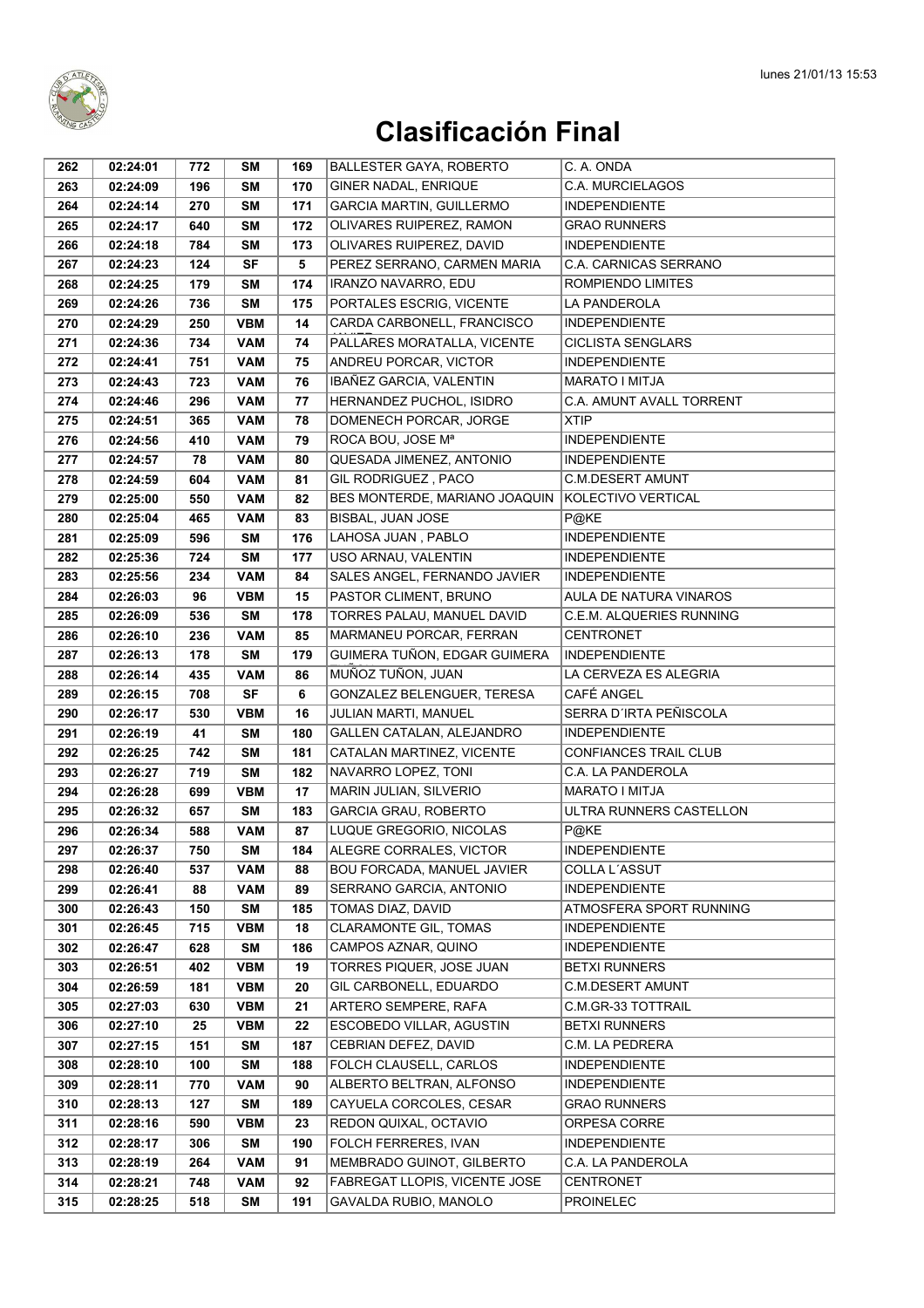# Clasificación Final

| | | | | | | |
|---|---|---|---|---|---|---|
| 262 | 02:24:01 | 772 | SM | 169 | BALLESTER GAYA, ROBERTO | C. A. ONDA |
| 263 | 02:24:09 | 196 | SM | 170 | GINER NADAL, ENRIQUE | C.A. MURCIELAGOS |
| 264 | 02:24:14 | 270 | SM | 171 | GARCIA MARTIN, GUILLERMO | INDEPENDIENTE |
| 265 | 02:24:17 | 640 | SM | 172 | OLIVARES RUIPEREZ, RAMON | GRAO RUNNERS |
| 266 | 02:24:18 | 784 | SM | 173 | OLIVARES RUIPEREZ, DAVID | INDEPENDIENTE |
| 267 | 02:24:23 | 124 | SF | 5 | PEREZ SERRANO, CARMEN MARIA | C.A. CARNICAS SERRANO |
| 268 | 02:24:25 | 179 | SM | 174 | IRANZO NAVARRO, EDU | ROMPIENDO LIMITES |
| 269 | 02:24:26 | 736 | SM | 175 | PORTALES ESCRIG, VICENTE | LA PANDEROLA |
| 270 | 02:24:29 | 250 | VBM | 14 | CARDA CARBONELL, FRANCISCO | INDEPENDIENTE |
| 271 | 02:24:36 | 734 | VAM | 74 | PALLARES MORATALLA, VICENTE | CICLISTA SENGLARS |
| 272 | 02:24:41 | 751 | VAM | 75 | ANDREU PORCAR, VICTOR | INDEPENDIENTE |
| 273 | 02:24:43 | 723 | VAM | 76 | IBAÑEZ GARCIA, VALENTIN | MARATO I MITJA |
| 274 | 02:24:46 | 296 | VAM | 77 | HERNANDEZ PUCHOL, ISIDRO | C.A. AMUNT AVALL TORRENT |
| 275 | 02:24:51 | 365 | VAM | 78 | DOMENECH PORCAR, JORGE | XTIP |
| 276 | 02:24:56 | 410 | VAM | 79 | ROCA BOU, JOSE Mª | INDEPENDIENTE |
| 277 | 02:24:57 | 78 | VAM | 80 | QUESADA JIMENEZ, ANTONIO | INDEPENDIENTE |
| 278 | 02:24:59 | 604 | VAM | 81 | GIL RODRIGUEZ , PACO | C.M.DESERT AMUNT |
| 279 | 02:25:00 | 550 | VAM | 82 | BES MONTERDE, MARIANO JOAQUIN | KOLECTIVO VERTICAL |
| 280 | 02:25:04 | 465 | VAM | 83 | BISBAL, JUAN JOSE | P@KE |
| 281 | 02:25:09 | 596 | SM | 176 | LAHOSA JUAN , PABLO | INDEPENDIENTE |
| 282 | 02:25:36 | 724 | SM | 177 | USO ARNAU, VALENTIN | INDEPENDIENTE |
| 283 | 02:25:56 | 234 | VAM | 84 | SALES ANGEL, FERNANDO JAVIER | INDEPENDIENTE |
| 284 | 02:26:03 | 96 | VBM | 15 | PASTOR CLIMENT, BRUNO | AULA DE NATURA VINAROS |
| 285 | 02:26:09 | 536 | SM | 178 | TORRES PALAU, MANUEL DAVID | C.E.M. ALQUERIES RUNNING |
| 286 | 02:26:10 | 236 | VAM | 85 | MARMANEU PORCAR, FERRAN | CENTRONET |
| 287 | 02:26:13 | 178 | SM | 179 | GUIMERA TUÑON, EDGAR GUIMERA | INDEPENDIENTE |
| 288 | 02:26:14 | 435 | VAM | 86 | MUÑOZ TUÑON, JUAN | LA CERVEZA ES ALEGRIA |
| 289 | 02:26:15 | 708 | SF | 6 | GONZALEZ BELENGUER, TERESA | CAFÉ ANGEL |
| 290 | 02:26:17 | 530 | VBM | 16 | JULIAN MARTI, MANUEL | SERRA D´IRTA PEÑISCOLA |
| 291 | 02:26:19 | 41 | SM | 180 | GALLEN CATALAN, ALEJANDRO | INDEPENDIENTE |
| 292 | 02:26:25 | 742 | SM | 181 | CATALAN MARTINEZ, VICENTE | CONFIANCES TRAIL CLUB |
| 293 | 02:26:27 | 719 | SM | 182 | NAVARRO LOPEZ, TONI | C.A. LA PANDEROLA |
| 294 | 02:26:28 | 699 | VBM | 17 | MARIN JULIAN, SILVERIO | MARATO I MITJA |
| 295 | 02:26:32 | 657 | SM | 183 | GARCIA GRAU, ROBERTO | ULTRA RUNNERS CASTELLON |
| 296 | 02:26:34 | 588 | VAM | 87 | LUQUE GREGORIO, NICOLAS | P@KE |
| 297 | 02:26:37 | 750 | SM | 184 | ALEGRE CORRALES, VICTOR | INDEPENDIENTE |
| 298 | 02:26:40 | 537 | VAM | 88 | BOU FORCADA, MANUEL JAVIER | COLLA L´ASSUT |
| 299 | 02:26:41 | 88 | VAM | 89 | SERRANO GARCIA, ANTONIO | INDEPENDIENTE |
| 300 | 02:26:43 | 150 | SM | 185 | TOMAS DIAZ, DAVID | ATMOSFERA SPORT RUNNING |
| 301 | 02:26:45 | 715 | VBM | 18 | CLARAMONTE GIL, TOMAS | INDEPENDIENTE |
| 302 | 02:26:47 | 628 | SM | 186 | CAMPOS AZNAR, QUINO | INDEPENDIENTE |
| 303 | 02:26:51 | 402 | VBM | 19 | TORRES PIQUER, JOSE JUAN | BETXI RUNNERS |
| 304 | 02:26:59 | 181 | VBM | 20 | GIL CARBONELL, EDUARDO | C.M.DESERT AMUNT |
| 305 | 02:27:03 | 630 | VBM | 21 | ARTERO SEMPERE, RAFA | C.M.GR-33 TOTTRAIL |
| 306 | 02:27:10 | 25 | VBM | 22 | ESCOBEDO VILLAR, AGUSTIN | BETXI RUNNERS |
| 307 | 02:27:15 | 151 | SM | 187 | CEBRIAN DEFEZ, DAVID | C.M. LA PEDRERA |
| 308 | 02:28:10 | 100 | SM | 188 | FOLCH CLAUSELL, CARLOS | INDEPENDIENTE |
| 309 | 02:28:11 | 770 | VAM | 90 | ALBERTO BELTRAN, ALFONSO | INDEPENDIENTE |
| 310 | 02:28:13 | 127 | SM | 189 | CAYUELA CORCOLES, CESAR | GRAO RUNNERS |
| 311 | 02:28:16 | 590 | VBM | 23 | REDON QUIXAL, OCTAVIO | ORPESA CORRE |
| 312 | 02:28:17 | 306 | SM | 190 | FOLCH FERRERES, IVAN | INDEPENDIENTE |
| 313 | 02:28:19 | 264 | VAM | 91 | MEMBRADO GUINOT, GILBERTO | C.A. LA PANDEROLA |
| 314 | 02:28:21 | 748 | VAM | 92 | FABREGAT LLOPIS, VICENTE JOSE | CENTRONET |
| 315 | 02:28:25 | 518 | SM | 191 | GAVALDA RUBIO, MANOLO | PROINELEC |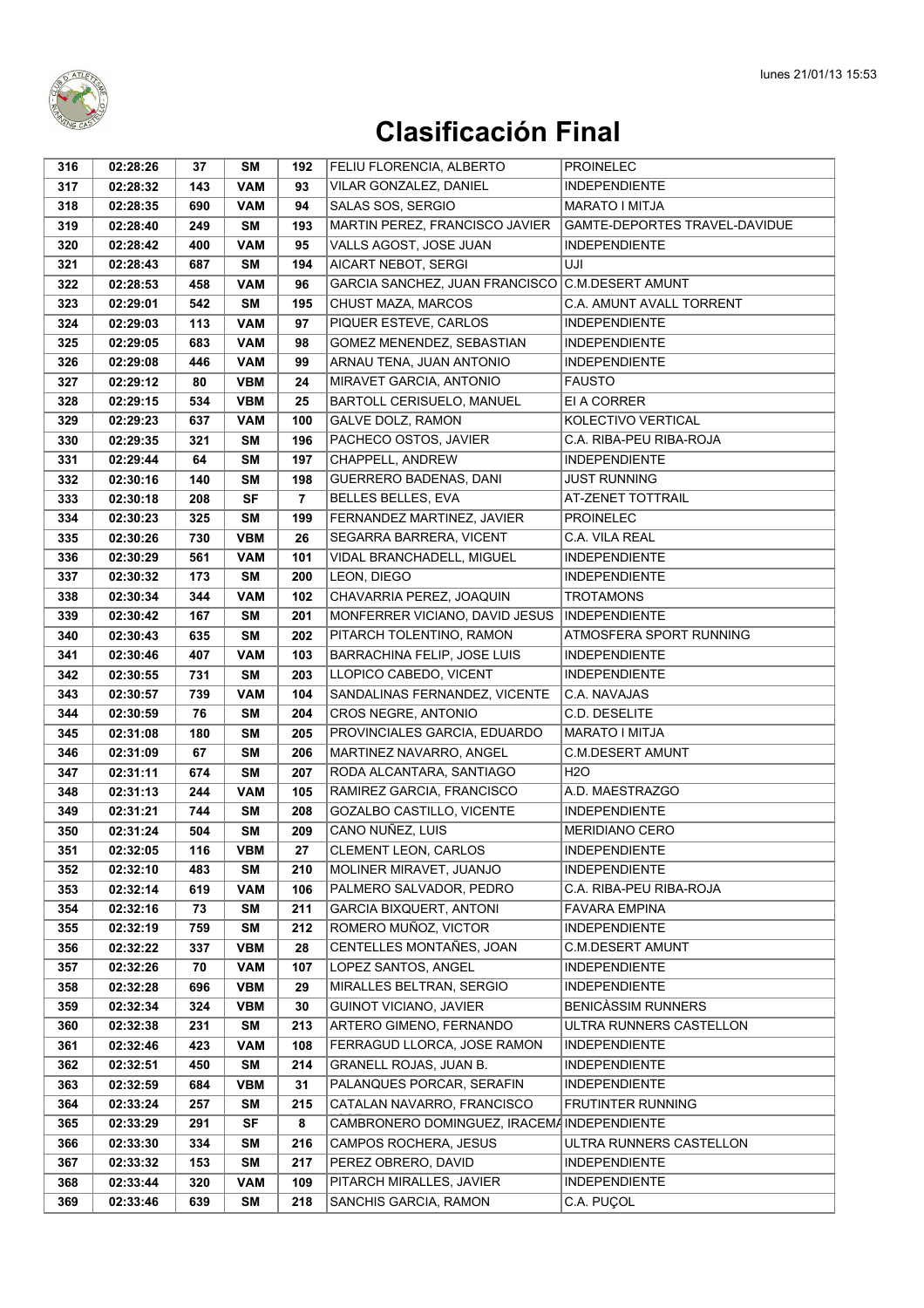# Clasificación Final

| | | | | | | |
|---|---|---|---|---|---|---|
| 316 | 02:28:26 | 37 | SM | 192 | FELIU FLORENCIA, ALBERTO | PROINELEC |
| 317 | 02:28:32 | 143 | VAM | 93 | VILAR GONZALEZ, DANIEL | INDEPENDIENTE |
| 318 | 02:28:35 | 690 | VAM | 94 | SALAS SOS, SERGIO | MARATO I MITJA |
| 319 | 02:28:40 | 249 | SM | 193 | MARTIN PEREZ, FRANCISCO JAVIER | GAMTE-DEPORTES TRAVEL-DAVIDUE |
| 320 | 02:28:42 | 400 | VAM | 95 | VALLS AGOST, JOSE JUAN | INDEPENDIENTE |
| 321 | 02:28:43 | 687 | SM | 194 | AICART NEBOT, SERGI | UJI |
| 322 | 02:28:53 | 458 | VAM | 96 | GARCIA SANCHEZ, JUAN FRANCISCO | C.M.DESERT AMUNT |
| 323 | 02:29:01 | 542 | SM | 195 | CHUST MAZA, MARCOS | C.A. AMUNT AVALL TORRENT |
| 324 | 02:29:03 | 113 | VAM | 97 | PIQUER ESTEVE, CARLOS | INDEPENDIENTE |
| 325 | 02:29:05 | 683 | VAM | 98 | GOMEZ MENENDEZ, SEBASTIAN | INDEPENDIENTE |
| 326 | 02:29:08 | 446 | VAM | 99 | ARNAU TENA, JUAN ANTONIO | INDEPENDIENTE |
| 327 | 02:29:12 | 80 | VBM | 24 | MIRAVET GARCIA, ANTONIO | FAUSTO |
| 328 | 02:29:15 | 534 | VBM | 25 | BARTOLL CERISUELO, MANUEL | EI A CORRER |
| 329 | 02:29:23 | 637 | VAM | 100 | GALVE DOLZ, RAMON | KOLECTIVO VERTICAL |
| 330 | 02:29:35 | 321 | SM | 196 | PACHECO OSTOS, JAVIER | C.A. RIBA-PEU RIBA-ROJA |
| 331 | 02:29:44 | 64 | SM | 197 | CHAPPELL, ANDREW | INDEPENDIENTE |
| 332 | 02:30:16 | 140 | SM | 198 | GUERRERO BADENAS, DANI | JUST RUNNING |
| 333 | 02:30:18 | 208 | SF | 7 | BELLES BELLES, EVA | AT-ZENET TOTTRAIL |
| 334 | 02:30:23 | 325 | SM | 199 | FERNANDEZ MARTINEZ, JAVIER | PROINELEC |
| 335 | 02:30:26 | 730 | VBM | 26 | SEGARRA BARRERA, VICENT | C.A. VILA REAL |
| 336 | 02:30:29 | 561 | VAM | 101 | VIDAL BRANCHADELL, MIGUEL | INDEPENDIENTE |
| 337 | 02:30:32 | 173 | SM | 200 | LEON, DIEGO | INDEPENDIENTE |
| 338 | 02:30:34 | 344 | VAM | 102 | CHAVARRIA PEREZ, JOAQUIN | TROTAMONS |
| 339 | 02:30:42 | 167 | SM | 201 | MONFERRER VICIANO, DAVID JESUS | INDEPENDIENTE |
| 340 | 02:30:43 | 635 | SM | 202 | PITARCH TOLENTINO, RAMON | ATMOSFERA SPORT RUNNING |
| 341 | 02:30:46 | 407 | VAM | 103 | BARRACHINA FELIP, JOSE LUIS | INDEPENDIENTE |
| 342 | 02:30:55 | 731 | SM | 203 | LLOPICO CABEDO, VICENT | INDEPENDIENTE |
| 343 | 02:30:57 | 739 | VAM | 104 | SANDALINAS FERNANDEZ, VICENTE | C.A. NAVAJAS |
| 344 | 02:30:59 | 76 | SM | 204 | CROS NEGRE, ANTONIO | C.D. DESELITE |
| 345 | 02:31:08 | 180 | SM | 205 | PROVINCIALES GARCIA, EDUARDO | MARATO I MITJA |
| 346 | 02:31:09 | 67 | SM | 206 | MARTINEZ NAVARRO, ANGEL | C.M.DESERT AMUNT |
| 347 | 02:31:11 | 674 | SM | 207 | RODA ALCANTARA, SANTIAGO | H2O |
| 348 | 02:31:13 | 244 | VAM | 105 | RAMIREZ GARCIA, FRANCISCO | A.D. MAESTRAZGO |
| 349 | 02:31:21 | 744 | SM | 208 | GOZALBO CASTILLO, VICENTE | INDEPENDIENTE |
| 350 | 02:31:24 | 504 | SM | 209 | CANO NUÑEZ, LUIS | MERIDIANO CERO |
| 351 | 02:32:05 | 116 | VBM | 27 | CLEMENT LEON, CARLOS | INDEPENDIENTE |
| 352 | 02:32:10 | 483 | SM | 210 | MOLINER MIRAVET, JUANJO | INDEPENDIENTE |
| 353 | 02:32:14 | 619 | VAM | 106 | PALMERO SALVADOR, PEDRO | C.A. RIBA-PEU RIBA-ROJA |
| 354 | 02:32:16 | 73 | SM | 211 | GARCIA BIXQUERT, ANTONI | FAVARA EMPINA |
| 355 | 02:32:19 | 759 | SM | 212 | ROMERO MUÑOZ, VICTOR | INDEPENDIENTE |
| 356 | 02:32:22 | 337 | VBM | 28 | CENTELLES MONTAÑES, JOAN | C.M.DESERT AMUNT |
| 357 | 02:32:26 | 70 | VAM | 107 | LOPEZ SANTOS, ANGEL | INDEPENDIENTE |
| 358 | 02:32:28 | 696 | VBM | 29 | MIRALLES BELTRAN, SERGIO | INDEPENDIENTE |
| 359 | 02:32:34 | 324 | VBM | 30 | GUINOT VICIANO, JAVIER | BENICÀSSIM RUNNERS |
| 360 | 02:32:38 | 231 | SM | 213 | ARTERO GIMENO, FERNANDO | ULTRA RUNNERS CASTELLON |
| 361 | 02:32:46 | 423 | VAM | 108 | FERRAGUD LLORCA, JOSE RAMON | INDEPENDIENTE |
| 362 | 02:32:51 | 450 | SM | 214 | GRANELL ROJAS, JUAN B. | INDEPENDIENTE |
| 363 | 02:32:59 | 684 | VBM | 31 | PALANQUES PORCAR, SERAFIN | INDEPENDIENTE |
| 364 | 02:33:24 | 257 | SM | 215 | CATALAN NAVARRO, FRANCISCO | FRUTINTER RUNNING |
| 365 | 02:33:29 | 291 | SF | 8 | CAMBRONERO DOMINGUEZ, IRACEMA | INDEPENDIENTE |
| 366 | 02:33:30 | 334 | SM | 216 | CAMPOS ROCHERA, JESUS | ULTRA RUNNERS CASTELLON |
| 367 | 02:33:32 | 153 | SM | 217 | PEREZ OBRERO, DAVID | INDEPENDIENTE |
| 368 | 02:33:44 | 320 | VAM | 109 | PITARCH MIRALLES, JAVIER | INDEPENDIENTE |
| 369 | 02:33:46 | 639 | SM | 218 | SANCHIS GARCIA, RAMON | C.A. PUÇOL |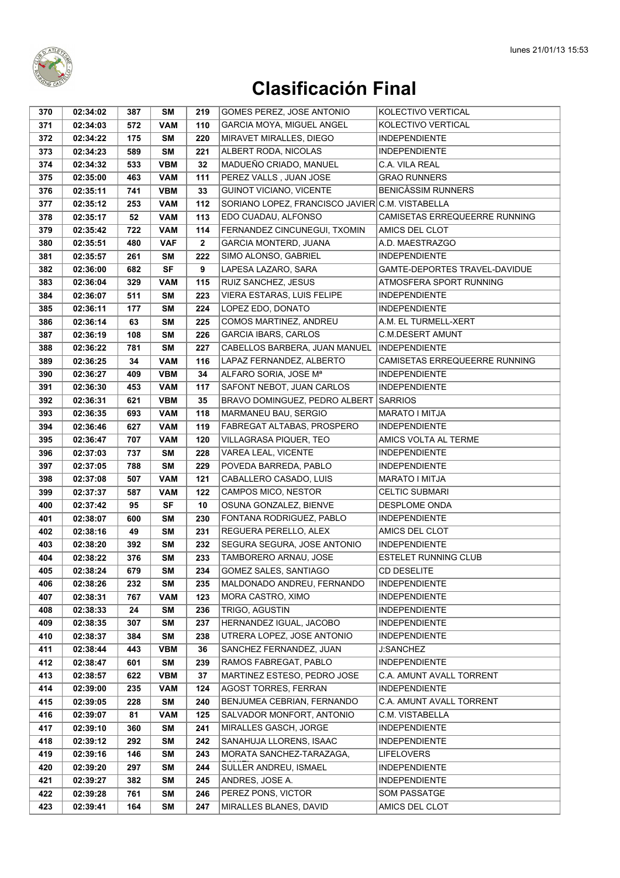# Clasificación Final

| 370 | 02:34:02 | 387 | SM | 219 | GOMES PEREZ, JOSE ANTONIO | KOLECTIVO VERTICAL |
|---|---|---|---|---|---|---|
| 371 | 02:34:03 | 572 | VAM | 110 | GARCIA MOYA, MIGUEL ANGEL | KOLECTIVO VERTICAL |
| 372 | 02:34:22 | 175 | SM | 220 | MIRAVET MIRALLES, DIEGO | INDEPENDIENTE |
| 373 | 02:34:23 | 589 | SM | 221 | ALBERT RODA, NICOLAS | INDEPENDIENTE |
| 374 | 02:34:32 | 533 | VBM | 32 | MADUEÑO CRIADO, MANUEL | C.A. VILA REAL |
| 375 | 02:35:00 | 463 | VAM | 111 | PEREZ VALLS , JUAN JOSE | GRAO RUNNERS |
| 376 | 02:35:11 | 741 | VBM | 33 | GUINOT VICIANO, VICENTE | BENICÀSSIM RUNNERS |
| 377 | 02:35:12 | 253 | VAM | 112 | SORIANO LOPEZ, FRANCISCO JAVIER | C.M. VISTABELLA |
| 378 | 02:35:17 | 52 | VAM | 113 | EDO CUADAU, ALFONSO | CAMISETAS ERREQUEERRE RUNNING |
| 379 | 02:35:42 | 722 | VAM | 114 | FERNANDEZ CINCUNEGUI, TXOMIN | AMICS DEL CLOT |
| 380 | 02:35:51 | 480 | VAF | 2 | GARCIA MONTERD, JUANA | A.D. MAESTRAZGO |
| 381 | 02:35:57 | 261 | SM | 222 | SIMO ALONSO, GABRIEL | INDEPENDIENTE |
| 382 | 02:36:00 | 682 | SF | 9 | LAPESA LAZARO, SARA | GAMTE-DEPORTES TRAVEL-DAVIDUE |
| 383 | 02:36:04 | 329 | VAM | 115 | RUIZ SANCHEZ, JESUS | ATMOSFERA SPORT RUNNING |
| 384 | 02:36:07 | 511 | SM | 223 | VIERA ESTARAS, LUIS FELIPE | INDEPENDIENTE |
| 385 | 02:36:11 | 177 | SM | 224 | LOPEZ EDO, DONATO | INDEPENDIENTE |
| 386 | 02:36:14 | 63 | SM | 225 | COMOS MARTINEZ, ANDREU | A.M. EL TURMELL-XERT |
| 387 | 02:36:19 | 108 | SM | 226 | GARCIA IBARS, CARLOS | C.M.DESERT AMUNT |
| 388 | 02:36:22 | 781 | SM | 227 | CABELLOS BARBERA, JUAN MANUEL | INDEPENDIENTE |
| 389 | 02:36:25 | 34 | VAM | 116 | LAPAZ FERNANDEZ, ALBERTO | CAMISETAS ERREQUEERRE RUNNING |
| 390 | 02:36:27 | 409 | VBM | 34 | ALFARO SORIA, JOSE Mª | INDEPENDIENTE |
| 391 | 02:36:30 | 453 | VAM | 117 | SAFONT NEBOT, JUAN CARLOS | INDEPENDIENTE |
| 392 | 02:36:31 | 621 | VBM | 35 | BRAVO DOMINGUEZ, PEDRO ALBERT | SARRIOS |
| 393 | 02:36:35 | 693 | VAM | 118 | MARMANEU BAU, SERGIO | MARATO I MITJA |
| 394 | 02:36:46 | 627 | VAM | 119 | FABREGAT ALTABAS, PROSPERO | INDEPENDIENTE |
| 395 | 02:36:47 | 707 | VAM | 120 | VILLAGRASA PIQUER, TEO | AMICS VOLTA AL TERME |
| 396 | 02:37:03 | 737 | SM | 228 | VAREA LEAL, VICENTE | INDEPENDIENTE |
| 397 | 02:37:05 | 788 | SM | 229 | POVEDA BARREDA, PABLO | INDEPENDIENTE |
| 398 | 02:37:08 | 507 | VAM | 121 | CABALLERO CASADO, LUIS | MARATO I MITJA |
| 399 | 02:37:37 | 587 | VAM | 122 | CAMPOS MICO, NESTOR | CELTIC SUBMARI |
| 400 | 02:37:42 | 95 | SF | 10 | OSUNA GONZALEZ, BIENVE | DESPLOME ONDA |
| 401 | 02:38:07 | 600 | SM | 230 | FONTANA RODRIGUEZ, PABLO | INDEPENDIENTE |
| 402 | 02:38:16 | 49 | SM | 231 | REGUERA PERELLO, ALEX | AMICS DEL CLOT |
| 403 | 02:38:20 | 392 | SM | 232 | SEGURA SEGURA, JOSE ANTONIO | INDEPENDIENTE |
| 404 | 02:38:22 | 376 | SM | 233 | TAMBORERO ARNAU, JOSE | ESTELET RUNNING CLUB |
| 405 | 02:38:24 | 679 | SM | 234 | GOMEZ SALES, SANTIAGO | CD DESELITE |
| 406 | 02:38:26 | 232 | SM | 235 | MALDONADO ANDREU, FERNANDO | INDEPENDIENTE |
| 407 | 02:38:31 | 767 | VAM | 123 | MORA CASTRO, XIMO | INDEPENDIENTE |
| 408 | 02:38:33 | 24 | SM | 236 | TRIGO, AGUSTIN | INDEPENDIENTE |
| 409 | 02:38:35 | 307 | SM | 237 | HERNANDEZ IGUAL, JACOBO | INDEPENDIENTE |
| 410 | 02:38:37 | 384 | SM | 238 | UTRERA LOPEZ, JOSE ANTONIO | INDEPENDIENTE |
| 411 | 02:38:44 | 443 | VBM | 36 | SANCHEZ FERNANDEZ, JUAN | J:SANCHEZ |
| 412 | 02:38:47 | 601 | SM | 239 | RAMOS FABREGAT, PABLO | INDEPENDIENTE |
| 413 | 02:38:57 | 622 | VBM | 37 | MARTINEZ ESTESO, PEDRO JOSE | C.A. AMUNT AVALL TORRENT |
| 414 | 02:39:00 | 235 | VAM | 124 | AGOST TORRES, FERRAN | INDEPENDIENTE |
| 415 | 02:39:05 | 228 | SM | 240 | BENJUMEA CEBRIAN, FERNANDO | C.A. AMUNT AVALL TORRENT |
| 416 | 02:39:07 | 81 | VAM | 125 | SALVADOR MONFORT, ANTONIO | C.M. VISTABELLA |
| 417 | 02:39:10 | 360 | SM | 241 | MIRALLES GASCH, JORGE | INDEPENDIENTE |
| 418 | 02:39:12 | 292 | SM | 242 | SANAHUJA LLORENS, ISAAC | INDEPENDIENTE |
| 419 | 02:39:16 | 146 | SM | 243 | MORATA SANCHEZ-TARAZAGA, | LIFELOVERS |
| 420 | 02:39:20 | 297 | SM | 244 | SULLER ANDREU, ISMAEL | INDEPENDIENTE |
| 421 | 02:39:27 | 382 | SM | 245 | ANDRES, JOSE A. | INDEPENDIENTE |
| 422 | 02:39:28 | 761 | SM | 246 | PEREZ PONS, VICTOR | SOM PASSATGE |
| 423 | 02:39:41 | 164 | SM | 247 | MIRALLES BLANES, DAVID | AMICS DEL CLOT |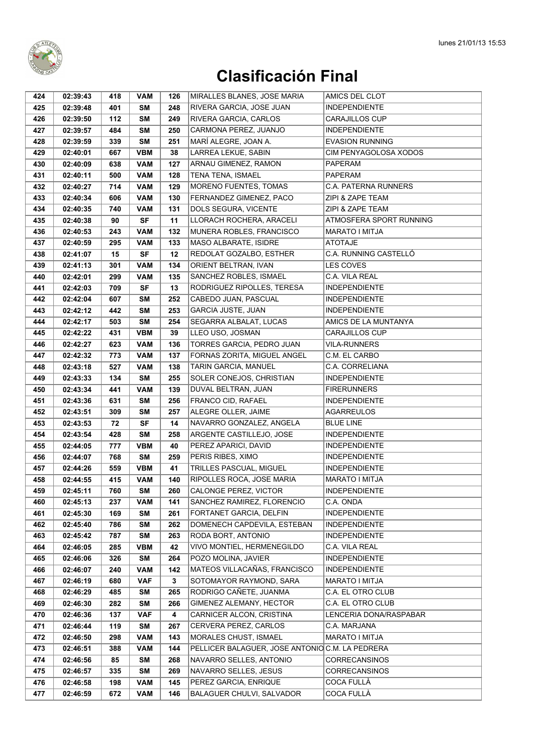# Clasificación Final

| | | | | | | |
|---|---|---|---|---|---|---|
| 424 | 02:39:43 | 418 | VAM | 126 | MIRALLES BLANES, JOSE MARIA | AMICS DEL CLOT |
| 425 | 02:39:48 | 401 | SM | 248 | RIVERA GARCIA, JOSE JUAN | INDEPENDIENTE |
| 426 | 02:39:50 | 112 | SM | 249 | RIVERA GARCIA, CARLOS | CARAJILLOS CUP |
| 427 | 02:39:57 | 484 | SM | 250 | CARMONA PEREZ, JUANJO | INDEPENDIENTE |
| 428 | 02:39:59 | 339 | SM | 251 | MARÍ ALEGRE, JOAN A. | EVASION RUNNING |
| 429 | 02:40:01 | 667 | VBM | 38 | LARREA LEKUE, SABIN | CIM PENYAGOLOSA XODOS |
| 430 | 02:40:09 | 638 | VAM | 127 | ARNAU GIMENEZ, RAMON | PAPERAM |
| 431 | 02:40:11 | 500 | VAM | 128 | TENA TENA, ISMAEL | PAPERAM |
| 432 | 02:40:27 | 714 | VAM | 129 | MORENO FUENTES, TOMAS | C.A. PATERNA RUNNERS |
| 433 | 02:40:34 | 606 | VAM | 130 | FERNANDEZ GIMENEZ, PACO | ZIPI & ZAPE TEAM |
| 434 | 02:40:35 | 740 | VAM | 131 | DOLS SEGURA, VICENTE | ZIPI & ZAPE TEAM |
| 435 | 02:40:38 | 90 | SF | 11 | LLORACH ROCHERA, ARACELI | ATMOSFERA SPORT RUNNING |
| 436 | 02:40:53 | 243 | VAM | 132 | MUNERA ROBLES, FRANCISCO | MARATO I MITJA |
| 437 | 02:40:59 | 295 | VAM | 133 | MASO ALBARATE, ISIDRE | ATOTAJE |
| 438 | 02:41:07 | 15 | SF | 12 | REDOLAT GOZALBO, ESTHER | C.A. RUNNING CASTELLÓ |
| 439 | 02:41:13 | 301 | VAM | 134 | ORIENT BELTRAN, IVAN | LES COVES |
| 440 | 02:42:01 | 299 | VAM | 135 | SANCHEZ ROBLES, ISMAEL | C.A. VILA REAL |
| 441 | 02:42:03 | 709 | SF | 13 | RODRIGUEZ RIPOLLES, TERESA | INDEPENDIENTE |
| 442 | 02:42:04 | 607 | SM | 252 | CABEDO JUAN, PASCUAL | INDEPENDIENTE |
| 443 | 02:42:12 | 442 | SM | 253 | GARCIA JUSTE, JUAN | INDEPENDIENTE |
| 444 | 02:42:17 | 503 | SM | 254 | SEGARRA ALBALAT, LUCAS | AMICS DE LA MUNTANYA |
| 445 | 02:42:22 | 431 | VBM | 39 | LLEO USO, JOSMAN | CARAJILLOS CUP |
| 446 | 02:42:27 | 623 | VAM | 136 | TORRES GARCIA, PEDRO JUAN | VILA-RUNNERS |
| 447 | 02:42:32 | 773 | VAM | 137 | FORNAS ZORITA, MIGUEL ANGEL | C.M. EL CARBO |
| 448 | 02:43:18 | 527 | VAM | 138 | TARIN GARCIA, MANUEL | C.A. CORRELIANA |
| 449 | 02:43:33 | 134 | SM | 255 | SOLER CONEJOS, CHRISTIAN | INDEPENDIENTE |
| 450 | 02:43:34 | 441 | VAM | 139 | DUVAL BELTRAN, JUAN | FIRERUNNERS |
| 451 | 02:43:36 | 631 | SM | 256 | FRANCO CID, RAFAEL | INDEPENDIENTE |
| 452 | 02:43:51 | 309 | SM | 257 | ALEGRE OLLER, JAIME | AGARREULOS |
| 453 | 02:43:53 | 72 | SF | 14 | NAVARRO GONZALEZ, ANGELA | BLUE LINE |
| 454 | 02:43:54 | 428 | SM | 258 | ARGENTE CASTILLEJO, JOSE | INDEPENDIENTE |
| 455 | 02:44:05 | 777 | VBM | 40 | PEREZ APARICI, DAVID | INDEPENDIENTE |
| 456 | 02:44:07 | 768 | SM | 259 | PERIS RIBES, XIMO | INDEPENDIENTE |
| 457 | 02:44:26 | 559 | VBM | 41 | TRILLES PASCUAL, MIGUEL | INDEPENDIENTE |
| 458 | 02:44:55 | 415 | VAM | 140 | RIPOLLES ROCA, JOSE MARIA | MARATO I MITJA |
| 459 | 02:45:11 | 760 | SM | 260 | CALONGE PEREZ, VICTOR | INDEPENDIENTE |
| 460 | 02:45:13 | 237 | VAM | 141 | SANCHEZ RAMIREZ, FLORENCIO | C.A. ONDA |
| 461 | 02:45:30 | 169 | SM | 261 | FORTANET GARCIA, DELFIN | INDEPENDIENTE |
| 462 | 02:45:40 | 786 | SM | 262 | DOMENECH CAPDEVILA, ESTEBAN | INDEPENDIENTE |
| 463 | 02:45:42 | 787 | SM | 263 | RODA BORT, ANTONIO | INDEPENDIENTE |
| 464 | 02:46:05 | 285 | VBM | 42 | VIVO MONTIEL, HERMENEGILDO | C.A. VILA REAL |
| 465 | 02:46:06 | 326 | SM | 264 | POZO MOLINA, JAVIER | INDEPENDIENTE |
| 466 | 02:46:07 | 240 | VAM | 142 | MATEOS VILLACAÑAS, FRANCISCO | INDEPENDIENTE |
| 467 | 02:46:19 | 680 | VAF | 3 | SOTOMAYOR RAYMOND, SARA | MARATO I MITJA |
| 468 | 02:46:29 | 485 | SM | 265 | RODRIGO CAÑETE, JUANMA | C.A. EL OTRO CLUB |
| 469 | 02:46:30 | 282 | SM | 266 | GIMENEZ ALEMANY, HECTOR | C.A. EL OTRO CLUB |
| 470 | 02:46:36 | 137 | VAF | 4 | CARNICER ALCON, CRISTINA | LENCERIA DONA/RASPABAR |
| 471 | 02:46:44 | 119 | SM | 267 | CERVERA PEREZ, CARLOS | C.A. MARJANA |
| 472 | 02:46:50 | 298 | VAM | 143 | MORALES CHUST, ISMAEL | MARATO I MITJA |
| 473 | 02:46:51 | 388 | VAM | 144 | PELLICER BALAGUER, JOSE ANTONIO | C.M. LA PEDRERA |
| 474 | 02:46:56 | 85 | SM | 268 | NAVARRO SELLES, ANTONIO | CORRECANSINOS |
| 475 | 02:46:57 | 335 | SM | 269 | NAVARRO SELLES, JESUS | CORRECANSINOS |
| 476 | 02:46:58 | 198 | VAM | 145 | PEREZ GARCIA, ENRIQUE | COCA FULLÀ |
| 477 | 02:46:59 | 672 | VAM | 146 | BALAGUER CHULVI, SALVADOR | COCA FULLÀ |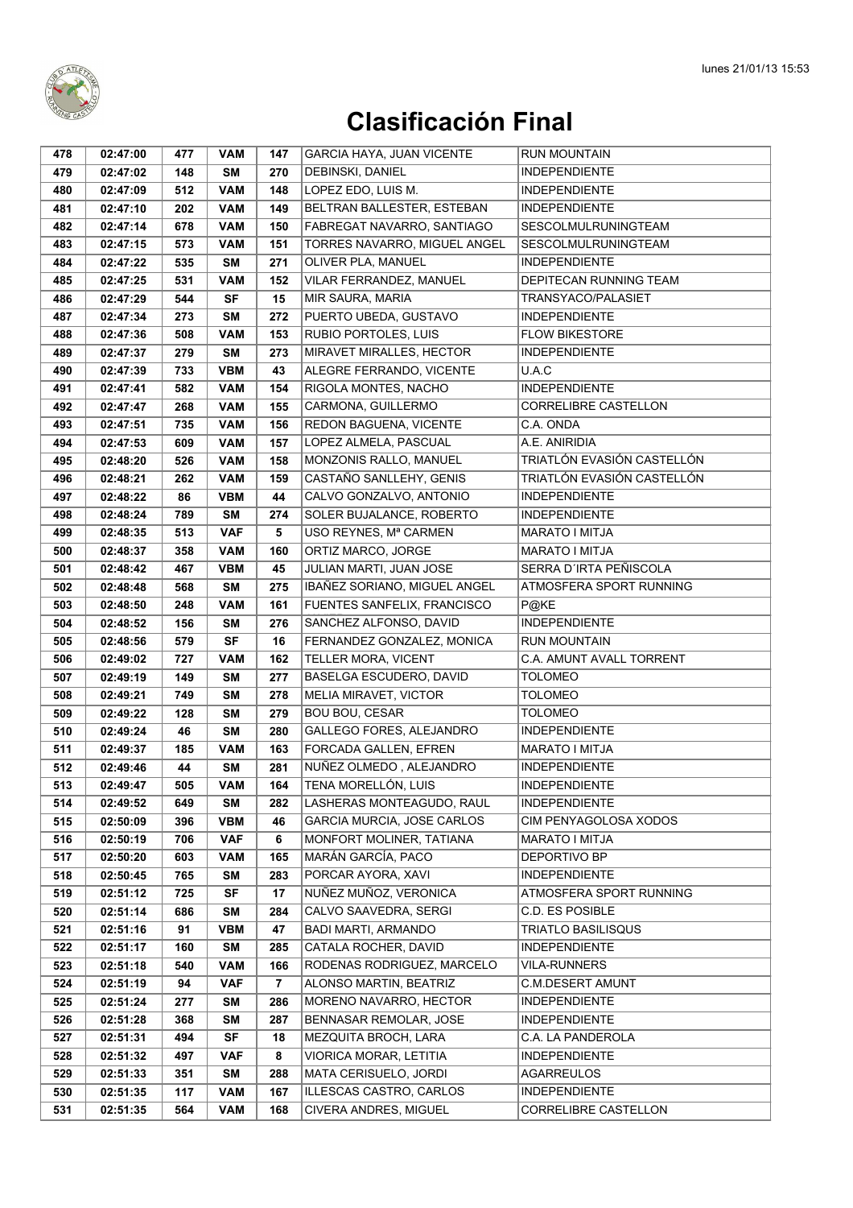# Clasificación Final

| 478 | 02:47:00 | 477 | VAM | 147 | GARCIA HAYA, JUAN VICENTE | RUN MOUNTAIN |
|---|---|---|---|---|---|---|
| 479 | 02:47:02 | 148 | SM | 270 | DEBINSKI, DANIEL | INDEPENDIENTE |
| 480 | 02:47:09 | 512 | VAM | 148 | LOPEZ EDO, LUIS M. | INDEPENDIENTE |
| 481 | 02:47:10 | 202 | VAM | 149 | BELTRAN BALLESTER, ESTEBAN | INDEPENDIENTE |
| 482 | 02:47:14 | 678 | VAM | 150 | FABREGAT NAVARRO, SANTIAGO | SESCOLMULRUNINGTEAM |
| 483 | 02:47:15 | 573 | VAM | 151 | TORRES NAVARRO, MIGUEL ANGEL | SESCOLMULRUNINGTEAM |
| 484 | 02:47:22 | 535 | SM | 271 | OLIVER PLA, MANUEL | INDEPENDIENTE |
| 485 | 02:47:25 | 531 | VAM | 152 | VILAR FERRANDEZ, MANUEL | DEPITECAN RUNNING TEAM |
| 486 | 02:47:29 | 544 | SF | 15 | MIR SAURA, MARIA | TRANSYACO/PALASIET |
| 487 | 02:47:34 | 273 | SM | 272 | PUERTO UBEDA, GUSTAVO | INDEPENDIENTE |
| 488 | 02:47:36 | 508 | VAM | 153 | RUBIO PORTOLES, LUIS | FLOW BIKESTORE |
| 489 | 02:47:37 | 279 | SM | 273 | MIRAVET MIRALLES, HECTOR | INDEPENDIENTE |
| 490 | 02:47:39 | 733 | VBM | 43 | ALEGRE FERRANDO, VICENTE | U.A.C |
| 491 | 02:47:41 | 582 | VAM | 154 | RIGOLA MONTES, NACHO | INDEPENDIENTE |
| 492 | 02:47:47 | 268 | VAM | 155 | CARMONA, GUILLERMO | CORRELIBRE CASTELLON |
| 493 | 02:47:51 | 735 | VAM | 156 | REDON BAGUENA, VICENTE | C.A. ONDA |
| 494 | 02:47:53 | 609 | VAM | 157 | LOPEZ ALMELA, PASCUAL | A.E. ANIRIDIA |
| 495 | 02:48:20 | 526 | VAM | 158 | MONZONIS RALLO, MANUEL | TRIATLÓN EVASIÓN CASTELLÓN |
| 496 | 02:48:21 | 262 | VAM | 159 | CASTAÑO SANLLEHY, GENIS | TRIATLÓN EVASIÓN CASTELLÓN |
| 497 | 02:48:22 | 86 | VBM | 44 | CALVO GONZALVO, ANTONIO | INDEPENDIENTE |
| 498 | 02:48:24 | 789 | SM | 274 | SOLER BUJALANCE, ROBERTO | INDEPENDIENTE |
| 499 | 02:48:35 | 513 | VAF | 5 | USO REYNES, Mª CARMEN | MARATO I MITJA |
| 500 | 02:48:37 | 358 | VAM | 160 | ORTIZ MARCO, JORGE | MARATO I MITJA |
| 501 | 02:48:42 | 467 | VBM | 45 | JULIAN MARTI, JUAN JOSE | SERRA D´IRTA PEÑISCOLA |
| 502 | 02:48:48 | 568 | SM | 275 | IBAÑEZ SORIANO, MIGUEL ANGEL | ATMOSFERA SPORT RUNNING |
| 503 | 02:48:50 | 248 | VAM | 161 | FUENTES SANFELIX, FRANCISCO | P@KE |
| 504 | 02:48:52 | 156 | SM | 276 | SANCHEZ ALFONSO, DAVID | INDEPENDIENTE |
| 505 | 02:48:56 | 579 | SF | 16 | FERNANDEZ GONZALEZ, MONICA | RUN MOUNTAIN |
| 506 | 02:49:02 | 727 | VAM | 162 | TELLER MORA, VICENT | C.A. AMUNT AVALL TORRENT |
| 507 | 02:49:19 | 149 | SM | 277 | BASELGA ESCUDERO, DAVID | TOLOMEO |
| 508 | 02:49:21 | 749 | SM | 278 | MELIA MIRAVET, VICTOR | TOLOMEO |
| 509 | 02:49:22 | 128 | SM | 279 | BOU BOU, CESAR | TOLOMEO |
| 510 | 02:49:24 | 46 | SM | 280 | GALLEGO FORES, ALEJANDRO | INDEPENDIENTE |
| 511 | 02:49:37 | 185 | VAM | 163 | FORCADA GALLEN, EFREN | MARATO I MITJA |
| 512 | 02:49:46 | 44 | SM | 281 | NUÑEZ OLMEDO , ALEJANDRO | INDEPENDIENTE |
| 513 | 02:49:47 | 505 | VAM | 164 | TENA MORELLÓN, LUIS | INDEPENDIENTE |
| 514 | 02:49:52 | 649 | SM | 282 | LASHERAS MONTEAGUDO, RAUL | INDEPENDIENTE |
| 515 | 02:50:09 | 396 | VBM | 46 | GARCIA MURCIA, JOSE CARLOS | CIM PENYAGOLOSA XODOS |
| 516 | 02:50:19 | 706 | VAF | 6 | MONFORT MOLINER, TATIANA | MARATO I MITJA |
| 517 | 02:50:20 | 603 | VAM | 165 | MARÁN GARCÍA, PACO | DEPORTIVO BP |
| 518 | 02:50:45 | 765 | SM | 283 | PORCAR AYORA, XAVI | INDEPENDIENTE |
| 519 | 02:51:12 | 725 | SF | 17 | NUÑEZ MUÑOZ, VERONICA | ATMOSFERA SPORT RUNNING |
| 520 | 02:51:14 | 686 | SM | 284 | CALVO SAAVEDRA, SERGI | C.D. ES POSIBLE |
| 521 | 02:51:16 | 91 | VBM | 47 | BADI MARTI, ARMANDO | TRIATLO BASILISQUS |
| 522 | 02:51:17 | 160 | SM | 285 | CATALA ROCHER, DAVID | INDEPENDIENTE |
| 523 | 02:51:18 | 540 | VAM | 166 | RODENAS RODRIGUEZ, MARCELO | VILA-RUNNERS |
| 524 | 02:51:19 | 94 | VAF | 7 | ALONSO MARTIN, BEATRIZ | C.M.DESERT AMUNT |
| 525 | 02:51:24 | 277 | SM | 286 | MORENO NAVARRO, HECTOR | INDEPENDIENTE |
| 526 | 02:51:28 | 368 | SM | 287 | BENNASAR REMOLAR, JOSE | INDEPENDIENTE |
| 527 | 02:51:31 | 494 | SF | 18 | MEZQUITA BROCH, LARA | C.A. LA PANDEROLA |
| 528 | 02:51:32 | 497 | VAF | 8 | VIORICA MORAR, LETITIA | INDEPENDIENTE |
| 529 | 02:51:33 | 351 | SM | 288 | MATA CERISUELO, JORDI | AGARREULOS |
| 530 | 02:51:35 | 117 | VAM | 167 | ILLESCAS CASTRO, CARLOS | INDEPENDIENTE |
| 531 | 02:51:35 | 564 | VAM | 168 | CIVERA ANDRES, MIGUEL | CORRELIBRE CASTELLON |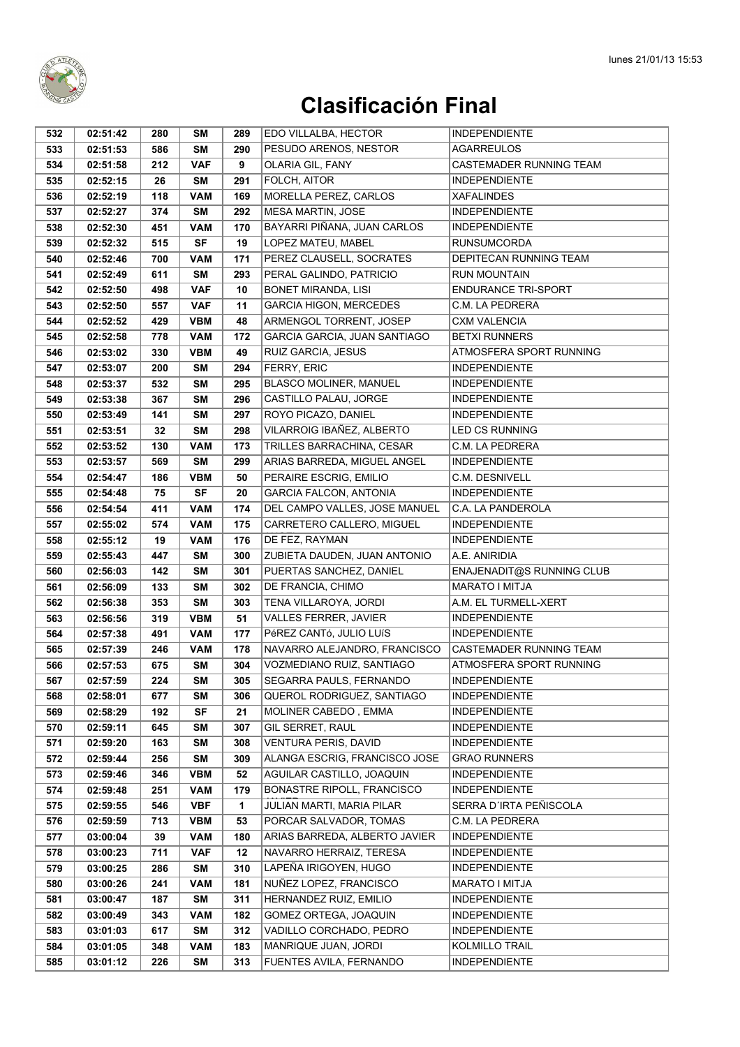# Clasificación Final

| 532 | 02:51:42 | 280 | SM | 289 | EDO VILLALBA, HECTOR | INDEPENDIENTE |
|---|---|---|---|---|---|---|
| 533 | 02:51:53 | 586 | SM | 290 | PESUDO ARENOS, NESTOR | AGARREULOS |
| 534 | 02:51:58 | 212 | VAF | 9 | OLARIA GIL, FANY | CASTEMADER RUNNING TEAM |
| 535 | 02:52:15 | 26 | SM | 291 | FOLCH, AITOR | INDEPENDIENTE |
| 536 | 02:52:19 | 118 | VAM | 169 | MORELLA PEREZ, CARLOS | XAFALINDES |
| 537 | 02:52:27 | 374 | SM | 292 | MESA MARTIN, JOSE | INDEPENDIENTE |
| 538 | 02:52:30 | 451 | VAM | 170 | BAYARRI PIÑANA, JUAN CARLOS | INDEPENDIENTE |
| 539 | 02:52:32 | 515 | SF | 19 | LOPEZ MATEU, MABEL | RUNSUMCORDA |
| 540 | 02:52:46 | 700 | VAM | 171 | PEREZ CLAUSELL, SOCRATES | DEPITECAN RUNNING TEAM |
| 541 | 02:52:49 | 611 | SM | 293 | PERAL GALINDO, PATRICIO | RUN MOUNTAIN |
| 542 | 02:52:50 | 498 | VAF | 10 | BONET MIRANDA, LISI | ENDURANCE TRI-SPORT |
| 543 | 02:52:50 | 557 | VAF | 11 | GARCIA HIGON, MERCEDES | C.M. LA PEDRERA |
| 544 | 02:52:52 | 429 | VBM | 48 | ARMENGOL TORRENT, JOSEP | CXM VALENCIA |
| 545 | 02:52:58 | 778 | VAM | 172 | GARCIA GARCIA, JUAN SANTIAGO | BETXI RUNNERS |
| 546 | 02:53:02 | 330 | VBM | 49 | RUIZ GARCIA, JESUS | ATMOSFERA SPORT RUNNING |
| 547 | 02:53:07 | 200 | SM | 294 | FERRY, ERIC | INDEPENDIENTE |
| 548 | 02:53:37 | 532 | SM | 295 | BLASCO MOLINER, MANUEL | INDEPENDIENTE |
| 549 | 02:53:38 | 367 | SM | 296 | CASTILLO PALAU, JORGE | INDEPENDIENTE |
| 550 | 02:53:49 | 141 | SM | 297 | ROYO PICAZO, DANIEL | INDEPENDIENTE |
| 551 | 02:53:51 | 32 | SM | 298 | VILARROIG IBAÑEZ, ALBERTO | LED CS RUNNING |
| 552 | 02:53:52 | 130 | VAM | 173 | TRILLES BARRACHINA, CESAR | C.M. LA PEDRERA |
| 553 | 02:53:57 | 569 | SM | 299 | ARIAS BARREDA, MIGUEL ANGEL | INDEPENDIENTE |
| 554 | 02:54:47 | 186 | VBM | 50 | PERAIRE ESCRIG, EMILIO | C.M. DESNIVELL |
| 555 | 02:54:48 | 75 | SF | 20 | GARCIA FALCON, ANTONIA | INDEPENDIENTE |
| 556 | 02:54:54 | 411 | VAM | 174 | DEL CAMPO VALLES, JOSE MANUEL | C.A. LA PANDEROLA |
| 557 | 02:55:02 | 574 | VAM | 175 | CARRETERO CALLERO, MIGUEL | INDEPENDIENTE |
| 558 | 02:55:12 | 19 | VAM | 176 | DE FEZ, RAYMAN | INDEPENDIENTE |
| 559 | 02:55:43 | 447 | SM | 300 | ZUBIETA DAUDEN, JUAN ANTONIO | A.E. ANIRIDIA |
| 560 | 02:56:03 | 142 | SM | 301 | PUERTAS SANCHEZ, DANIEL | ENAJENADIT@S RUNNING CLUB |
| 561 | 02:56:09 | 133 | SM | 302 | DE FRANCIA, CHIMO | MARATO I MITJA |
| 562 | 02:56:38 | 353 | SM | 303 | TENA VILLAROYA, JORDI | A.M. EL TURMELL-XERT |
| 563 | 02:56:56 | 319 | VBM | 51 | VALLES FERRER, JAVIER | INDEPENDIENTE |
| 564 | 02:57:38 | 491 | VAM | 177 | PéREZ CANTó, JULIO LUíS | INDEPENDIENTE |
| 565 | 02:57:39 | 246 | VAM | 178 | NAVARRO ALEJANDRO, FRANCISCO | CASTEMADER RUNNING TEAM |
| 566 | 02:57:53 | 675 | SM | 304 | VOZMEDIANO RUIZ, SANTIAGO | ATMOSFERA SPORT RUNNING |
| 567 | 02:57:59 | 224 | SM | 305 | SEGARRA PAULS, FERNANDO | INDEPENDIENTE |
| 568 | 02:58:01 | 677 | SM | 306 | QUEROL RODRIGUEZ, SANTIAGO | INDEPENDIENTE |
| 569 | 02:58:29 | 192 | SF | 21 | MOLINER CABEDO , EMMA | INDEPENDIENTE |
| 570 | 02:59:11 | 645 | SM | 307 | GIL SERRET, RAUL | INDEPENDIENTE |
| 571 | 02:59:20 | 163 | SM | 308 | VENTURA PERIS, DAVID | INDEPENDIENTE |
| 572 | 02:59:44 | 256 | SM | 309 | ALANGA ESCRIG, FRANCISCO JOSE | GRAO RUNNERS |
| 573 | 02:59:46 | 346 | VBM | 52 | AGUILAR CASTILLO, JOAQUIN | INDEPENDIENTE |
| 574 | 02:59:48 | 251 | VAM | 179 | BONASTRE RIPOLL, FRANCISCO | INDEPENDIENTE |
| 575 | 02:59:55 | 546 | VBF | 1 | JULIAN MARTI, MARIA PILAR | SERRA D´IRTA PEÑISCOLA |
| 576 | 02:59:59 | 713 | VBM | 53 | PORCAR SALVADOR, TOMAS | C.M. LA PEDRERA |
| 577 | 03:00:04 | 39 | VAM | 180 | ARIAS BARREDA, ALBERTO JAVIER | INDEPENDIENTE |
| 578 | 03:00:23 | 711 | VAF | 12 | NAVARRO HERRAIZ, TERESA | INDEPENDIENTE |
| 579 | 03:00:25 | 286 | SM | 310 | LAPEÑA IRIGOYEN, HUGO | INDEPENDIENTE |
| 580 | 03:00:26 | 241 | VAM | 181 | NUÑEZ LOPEZ, FRANCISCO | MARATO I MITJA |
| 581 | 03:00:47 | 187 | SM | 311 | HERNANDEZ RUIZ, EMILIO | INDEPENDIENTE |
| 582 | 03:00:49 | 343 | VAM | 182 | GOMEZ ORTEGA, JOAQUIN | INDEPENDIENTE |
| 583 | 03:01:03 | 617 | SM | 312 | VADILLO CORCHADO, PEDRO | INDEPENDIENTE |
| 584 | 03:01:05 | 348 | VAM | 183 | MANRIQUE JUAN, JORDI | KOLMILLO TRAIL |
| 585 | 03:01:12 | 226 | SM | 313 | FUENTES AVILA, FERNANDO | INDEPENDIENTE |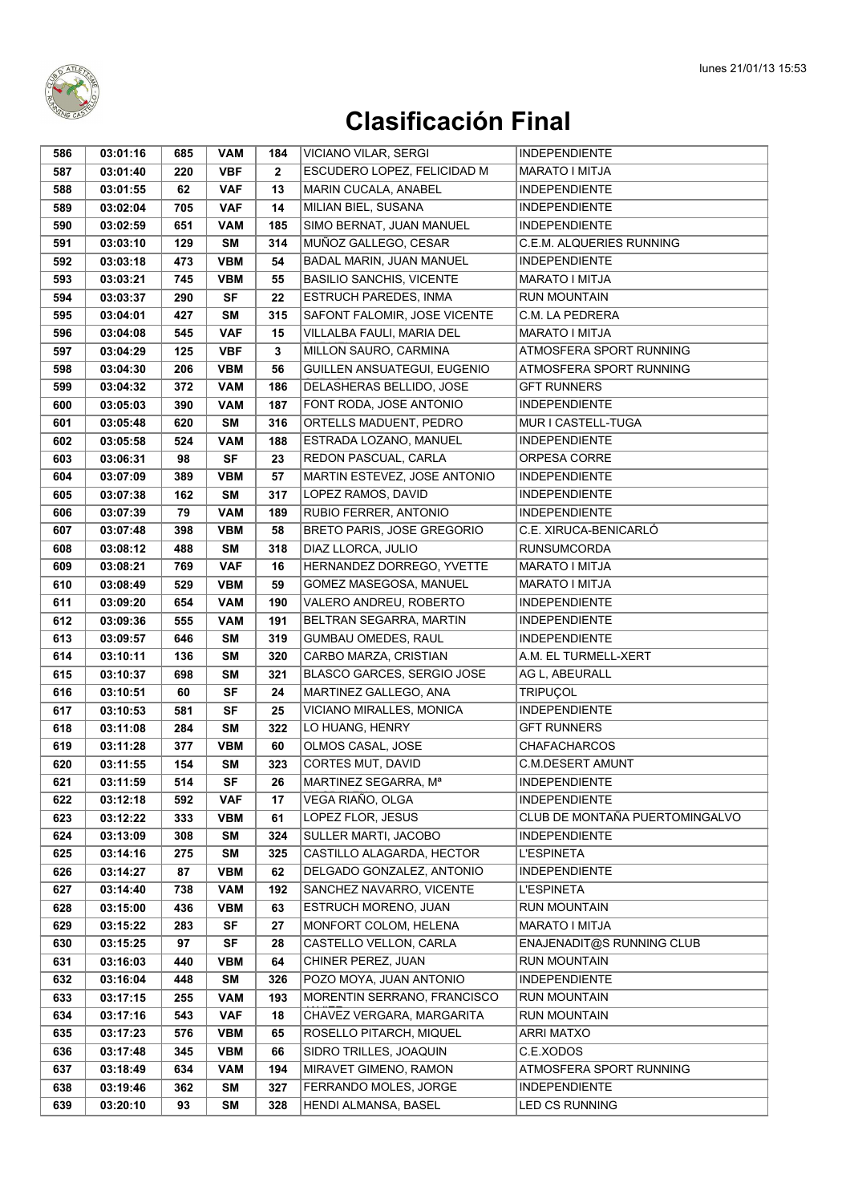# Clasificación Final

| | | | | | | |
|---|---|---|---|---|---|---|
| 586 | 03:01:16 | 685 | VAM | 184 | VICIANO VILAR, SERGI | INDEPENDIENTE |
| 587 | 03:01:40 | 220 | VBF | 2 | ESCUDERO LOPEZ, FELICIDAD M | MARATO I MITJA |
| 588 | 03:01:55 | 62 | VAF | 13 | MARIN CUCALA, ANABEL | INDEPENDIENTE |
| 589 | 03:02:04 | 705 | VAF | 14 | MILIAN BIEL, SUSANA | INDEPENDIENTE |
| 590 | 03:02:59 | 651 | VAM | 185 | SIMO BERNAT, JUAN MANUEL | INDEPENDIENTE |
| 591 | 03:03:10 | 129 | SM | 314 | MUÑOZ GALLEGO, CESAR | C.E.M. ALQUERIES RUNNING |
| 592 | 03:03:18 | 473 | VBM | 54 | BADAL MARIN, JUAN MANUEL | INDEPENDIENTE |
| 593 | 03:03:21 | 745 | VBM | 55 | BASILIO SANCHIS, VICENTE | MARATO I MITJA |
| 594 | 03:03:37 | 290 | SF | 22 | ESTRUCH PAREDES, INMA | RUN MOUNTAIN |
| 595 | 03:04:01 | 427 | SM | 315 | SAFONT FALOMIR, JOSE VICENTE | C.M. LA PEDRERA |
| 596 | 03:04:08 | 545 | VAF | 15 | VILLALBA FAULI, MARIA DEL | MARATO I MITJA |
| 597 | 03:04:29 | 125 | VBF | 3 | MILLON SAURO, CARMINA | ATMOSFERA SPORT RUNNING |
| 598 | 03:04:30 | 206 | VBM | 56 | GUILLEN ANSUATEGUI, EUGENIO | ATMOSFERA SPORT RUNNING |
| 599 | 03:04:32 | 372 | VAM | 186 | DELASHERAS BELLIDO, JOSE | GFT RUNNERS |
| 600 | 03:05:03 | 390 | VAM | 187 | FONT RODA, JOSE ANTONIO | INDEPENDIENTE |
| 601 | 03:05:48 | 620 | SM | 316 | ORTELLS MADUENT, PEDRO | MUR I CASTELL-TUGA |
| 602 | 03:05:58 | 524 | VAM | 188 | ESTRADA LOZANO, MANUEL | INDEPENDIENTE |
| 603 | 03:06:31 | 98 | SF | 23 | REDON PASCUAL, CARLA | ORPESA CORRE |
| 604 | 03:07:09 | 389 | VBM | 57 | MARTIN ESTEVEZ, JOSE ANTONIO | INDEPENDIENTE |
| 605 | 03:07:38 | 162 | SM | 317 | LOPEZ RAMOS, DAVID | INDEPENDIENTE |
| 606 | 03:07:39 | 79 | VAM | 189 | RUBIO FERRER, ANTONIO | INDEPENDIENTE |
| 607 | 03:07:48 | 398 | VBM | 58 | BRETO PARIS, JOSE GREGORIO | C.E. XIRUCA-BENICARLÓ |
| 608 | 03:08:12 | 488 | SM | 318 | DIAZ LLORCA, JULIO | RUNSUMCORDA |
| 609 | 03:08:21 | 769 | VAF | 16 | HERNANDEZ DORREGO, YVETTE | MARATO I MITJA |
| 610 | 03:08:49 | 529 | VBM | 59 | GOMEZ MASEGOSA, MANUEL | MARATO I MITJA |
| 611 | 03:09:20 | 654 | VAM | 190 | VALERO ANDREU, ROBERTO | INDEPENDIENTE |
| 612 | 03:09:36 | 555 | VAM | 191 | BELTRAN SEGARRA, MARTIN | INDEPENDIENTE |
| 613 | 03:09:57 | 646 | SM | 319 | GUMBAU OMEDES, RAUL | INDEPENDIENTE |
| 614 | 03:10:11 | 136 | SM | 320 | CARBO MARZA, CRISTIAN | A.M. EL TURMELL-XERT |
| 615 | 03:10:37 | 698 | SM | 321 | BLASCO GARCES, SERGIO JOSE | AG L, ABEURALL |
| 616 | 03:10:51 | 60 | SF | 24 | MARTINEZ GALLEGO, ANA | TRIPUÇOL |
| 617 | 03:10:53 | 581 | SF | 25 | VICIANO MIRALLES, MONICA | INDEPENDIENTE |
| 618 | 03:11:08 | 284 | SM | 322 | LO HUANG, HENRY | GFT RUNNERS |
| 619 | 03:11:28 | 377 | VBM | 60 | OLMOS CASAL, JOSE | CHAFACHARCOS |
| 620 | 03:11:55 | 154 | SM | 323 | CORTES MUT, DAVID | C.M.DESERT AMUNT |
| 621 | 03:11:59 | 514 | SF | 26 | MARTINEZ SEGARRA, Mª | INDEPENDIENTE |
| 622 | 03:12:18 | 592 | VAF | 17 | VEGA RIAÑO, OLGA | INDEPENDIENTE |
| 623 | 03:12:22 | 333 | VBM | 61 | LOPEZ FLOR, JESUS | CLUB DE MONTAÑA PUERTOMINGALVO |
| 624 | 03:13:09 | 308 | SM | 324 | SULLER MARTI, JACOBO | INDEPENDIENTE |
| 625 | 03:14:16 | 275 | SM | 325 | CASTILLO ALAGARDA, HECTOR | L'ESPINETA |
| 626 | 03:14:27 | 87 | VBM | 62 | DELGADO GONZALEZ, ANTONIO | INDEPENDIENTE |
| 627 | 03:14:40 | 738 | VAM | 192 | SANCHEZ NAVARRO, VICENTE | L'ESPINETA |
| 628 | 03:15:00 | 436 | VBM | 63 | ESTRUCH MORENO, JUAN | RUN MOUNTAIN |
| 629 | 03:15:22 | 283 | SF | 27 | MONFORT COLOM, HELENA | MARATO I MITJA |
| 630 | 03:15:25 | 97 | SF | 28 | CASTELLO VELLON, CARLA | ENAJENADIT@S RUNNING CLUB |
| 631 | 03:16:03 | 440 | VBM | 64 | CHINER PEREZ, JUAN | RUN MOUNTAIN |
| 632 | 03:16:04 | 448 | SM | 326 | POZO MOYA, JUAN ANTONIO | INDEPENDIENTE |
| 633 | 03:17:15 | 255 | VAM | 193 | MORENTIN SERRANO, FRANCISCO | RUN MOUNTAIN |
| 634 | 03:17:16 | 543 | VAF | 18 | CHAVEZ VERGARA, MARGARITA | RUN MOUNTAIN |
| 635 | 03:17:23 | 576 | VBM | 65 | ROSELLO PITARCH, MIQUEL | ARRI MATXO |
| 636 | 03:17:48 | 345 | VBM | 66 | SIDRO TRILLES, JOAQUIN | C.E.XODOS |
| 637 | 03:18:49 | 634 | VAM | 194 | MIRAVET GIMENO, RAMON | ATMOSFERA SPORT RUNNING |
| 638 | 03:19:46 | 362 | SM | 327 | FERRANDO MOLES, JORGE | INDEPENDIENTE |
| 639 | 03:20:10 | 93 | SM | 328 | HENDI ALMANSA, BASEL | LED CS RUNNING |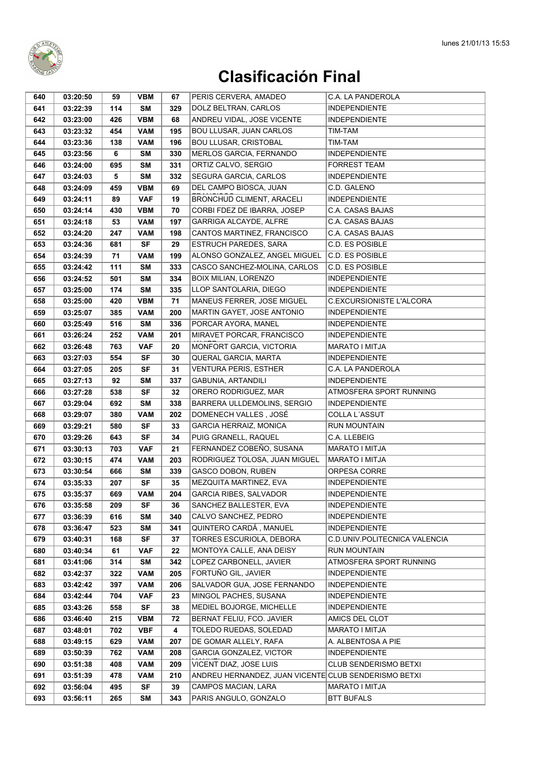# Clasificación Final

| | | | | | | |
|---|---|---|---|---|---|---|
| 640 | 03:20:50 | 59 | VBM | 67 | PERIS CERVERA, AMADEO | C.A. LA PANDEROLA |
| 641 | 03:22:39 | 114 | SM | 329 | DOLZ BELTRAN, CARLOS | INDEPENDIENTE |
| 642 | 03:23:00 | 426 | VBM | 68 | ANDREU VIDAL, JOSE VICENTE | INDEPENDIENTE |
| 643 | 03:23:32 | 454 | VAM | 195 | BOU LLUSAR, JUAN CARLOS | TIM-TAM |
| 644 | 03:23:36 | 138 | VAM | 196 | BOU LLUSAR, CRISTOBAL | TIM-TAM |
| 645 | 03:23:56 | 6 | SM | 330 | MERLOS GARCIA, FERNANDO | INDEPENDIENTE |
| 646 | 03:24:00 | 695 | SM | 331 | ORTIZ CALVO, SERGIO | FORREST TEAM |
| 647 | 03:24:03 | 5 | SM | 332 | SEGURA GARCIA, CARLOS | INDEPENDIENTE |
| 648 | 03:24:09 | 459 | VBM | 69 | DEL CAMPO BIOSCA, JUAN FRANCISCO | C.D. GALENO |
| 649 | 03:24:11 | 89 | VAF | 19 | BRONCHUD CLIMENT, ARACELI | INDEPENDIENTE |
| 650 | 03:24:14 | 430 | VBM | 70 | CORBI FDEZ DE IBARRA, JOSEP | C.A. CASAS BAJAS |
| 651 | 03:24:18 | 53 | VAM | 197 | GARRIGA ALCAYDE, ALFRE | C.A. CASAS BAJAS |
| 652 | 03:24:20 | 247 | VAM | 198 | CANTOS MARTINEZ, FRANCISCO | C.A. CASAS BAJAS |
| 653 | 03:24:36 | 681 | SF | 29 | ESTRUCH PAREDES, SARA | C.D. ES POSIBLE |
| 654 | 03:24:39 | 71 | VAM | 199 | ALONSO GONZALEZ, ANGEL MIGUEL | C.D. ES POSIBLE |
| 655 | 03:24:42 | 111 | SM | 333 | CASCO SANCHEZ-MOLINA, CARLOS | C.D. ES POSIBLE |
| 656 | 03:24:52 | 501 | SM | 334 | BOIX MILIAN, LORENZO | INDEPENDIENTE |
| 657 | 03:25:00 | 174 | SM | 335 | LLOP SANTOLARIA, DIEGO | INDEPENDIENTE |
| 658 | 03:25:00 | 420 | VBM | 71 | MANEUS FERRER, JOSE MIGUEL | C.EXCURSIONISTE L'ALCORA |
| 659 | 03:25:07 | 385 | VAM | 200 | MARTIN GAYET, JOSE ANTONIO | INDEPENDIENTE |
| 660 | 03:25:49 | 516 | SM | 336 | PORCAR AYORA, MANEL | INDEPENDIENTE |
| 661 | 03:26:24 | 252 | VAM | 201 | MIRAVET PORCAR, FRANCISCO JAVIER | INDEPENDIENTE |
| 662 | 03:26:48 | 763 | VAF | 20 | MONFORT GARCIA, VICTORIA | MARATO I MITJA |
| 663 | 03:27:03 | 554 | SF | 30 | QUERAL GARCIA, MARTA | INDEPENDIENTE |
| 664 | 03:27:05 | 205 | SF | 31 | VENTURA PERIS, ESTHER | C.A. LA PANDEROLA |
| 665 | 03:27:13 | 92 | SM | 337 | GABUNIA, ARTANDILI | INDEPENDIENTE |
| 666 | 03:27:28 | 538 | SF | 32 | ORERO RODRIGUEZ, MAR | ATMOSFERA SPORT RUNNING |
| 667 | 03:29:04 | 692 | SM | 338 | BARRERA ULLDEMOLINS, SERGIO | INDEPENDIENTE |
| 668 | 03:29:07 | 380 | VAM | 202 | DOMENECH VALLES , JOSÉ | COLLA L´ASSUT |
| 669 | 03:29:21 | 580 | SF | 33 | GARCIA HERRAIZ, MONICA | RUN MOUNTAIN |
| 670 | 03:29:26 | 643 | SF | 34 | PUIG GRANELL, RAQUEL | C.A. LLEBEIG |
| 671 | 03:30:13 | 703 | VAF | 21 | FERNANDEZ COBEÑO, SUSANA | MARATO I MITJA |
| 672 | 03:30:15 | 474 | VAM | 203 | RODRIGUEZ TOLOSA, JUAN MIGUEL | MARATO I MITJA |
| 673 | 03:30:54 | 666 | SM | 339 | GASCO DOBON, RUBEN | ORPESA CORRE |
| 674 | 03:35:33 | 207 | SF | 35 | MEZQUITA MARTINEZ, EVA | INDEPENDIENTE |
| 675 | 03:35:37 | 669 | VAM | 204 | GARCIA RIBES, SALVADOR | INDEPENDIENTE |
| 676 | 03:35:58 | 209 | SF | 36 | SANCHEZ BALLESTER, EVA | INDEPENDIENTE |
| 677 | 03:36:39 | 616 | SM | 340 | CALVO SANCHEZ, PEDRO | INDEPENDIENTE |
| 678 | 03:36:47 | 523 | SM | 341 | QUINTERO CARDÁ , MANUEL | INDEPENDIENTE |
| 679 | 03:40:31 | 168 | SF | 37 | TORRES ESCURIOLA, DEBORA | C.D.UNIV.POLITECNICA VALENCIA |
| 680 | 03:40:34 | 61 | VAF | 22 | MONTOYA CALLE, ANA DEISY | RUN MOUNTAIN |
| 681 | 03:41:06 | 314 | SM | 342 | LOPEZ CARBONELL, JAVIER | ATMOSFERA SPORT RUNNING |
| 682 | 03:42:37 | 322 | VAM | 205 | FORTUÑO GIL, JAVIER | INDEPENDIENTE |
| 683 | 03:42:42 | 397 | VAM | 206 | SALVADOR GUA, JOSE FERNANDO | INDEPENDIENTE |
| 684 | 03:42:44 | 704 | VAF | 23 | MINGOL PACHES, SUSANA | INDEPENDIENTE |
| 685 | 03:43:26 | 558 | SF | 38 | MEDIEL BOJORGE, MICHELLE | INDEPENDIENTE |
| 686 | 03:46:40 | 215 | VBM | 72 | BERNAT FELIU, FCO. JAVIER | AMICS DEL CLOT |
| 687 | 03:48:01 | 702 | VBF | 4 | TOLEDO RUEDAS, SOLEDAD | MARATO I MITJA |
| 688 | 03:49:15 | 629 | VAM | 207 | DE GOMAR ALLELY, RAFA | A. ALBENTOSA A PIE |
| 689 | 03:50:39 | 762 | VAM | 208 | GARCIA GONZALEZ, VICTOR MANUEL | INDEPENDIENTE |
| 690 | 03:51:38 | 408 | VAM | 209 | VICENT DIAZ, JOSE LUIS | CLUB SENDERISMO BETXI |
| 691 | 03:51:39 | 478 | VAM | 210 | ANDREU HERNANDEZ, JUAN VICENTE | CLUB SENDERISMO BETXI |
| 692 | 03:56:04 | 495 | SF | 39 | CAMPOS MACIAN, LARA | MARATO I MITJA |
| 693 | 03:56:11 | 265 | SM | 343 | PARIS ANGULO, GONZALO | BTT BUFALS |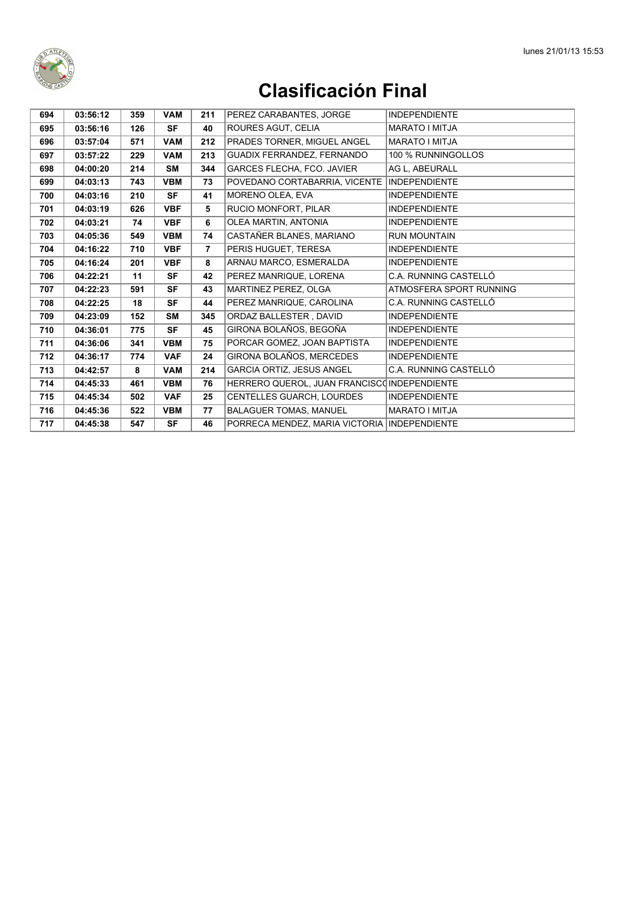# Clasificación Final

| | | | | | | |
|---|---|---|---|---|---|---|
| 694 | 03:56:12 | 359 | VAM | 211 | PEREZ CARABANTES, JORGE | INDEPENDIENTE |
| 695 | 03:56:16 | 126 | SF | 40 | ROURES AGUT, CELIA | MARATO I MITJA |
| 696 | 03:57:04 | 571 | VAM | 212 | PRADES TORNER, MIGUEL ANGEL | MARATO I MITJA |
| 697 | 03:57:22 | 229 | VAM | 213 | GUADIX FERRANDEZ, FERNANDO | 100 % RUNNINGOLLOS |
| 698 | 04:00:20 | 214 | SM | 344 | GARCES FLECHA, FCO. JAVIER | AG L, ABEURALL |
| 699 | 04:03:13 | 743 | VBM | 73 | POVEDANO CORTABARRIA, VICENTE | INDEPENDIENTE |
| 700 | 04:03:16 | 210 | SF | 41 | MORENO OLEA, EVA | INDEPENDIENTE |
| 701 | 04:03:19 | 626 | VBF | 5 | RUCIO MONFORT, PILAR | INDEPENDIENTE |
| 702 | 04:03:21 | 74 | VBF | 6 | OLEA MARTIN, ANTONIA | INDEPENDIENTE |
| 703 | 04:05:36 | 549 | VBM | 74 | CASTAÑER BLANES, MARIANO | RUN MOUNTAIN |
| 704 | 04:16:22 | 710 | VBF | 7 | PERIS HUGUET, TERESA | INDEPENDIENTE |
| 705 | 04:16:24 | 201 | VBF | 8 | ARNAU MARCO, ESMERALDA | INDEPENDIENTE |
| 706 | 04:22:21 | 11 | SF | 42 | PEREZ MANRIQUE, LORENA | C.A. RUNNING CASTELLÓ |
| 707 | 04:22:23 | 591 | SF | 43 | MARTINEZ PEREZ, OLGA | ATMOSFERA SPORT RUNNING |
| 708 | 04:22:25 | 18 | SF | 44 | PEREZ MANRIQUE, CAROLINA | C.A. RUNNING CASTELLÓ |
| 709 | 04:23:09 | 152 | SM | 345 | ORDAZ BALLESTER , DAVID | INDEPENDIENTE |
| 710 | 04:36:01 | 775 | SF | 45 | GIRONA BOLAÑOS, BEGOÑA | INDEPENDIENTE |
| 711 | 04:36:06 | 341 | VBM | 75 | PORCAR GOMEZ, JOAN BAPTISTA | INDEPENDIENTE |
| 712 | 04:36:17 | 774 | VAF | 24 | GIRONA BOLAÑOS, MERCEDES | INDEPENDIENTE |
| 713 | 04:42:57 | 8 | VAM | 214 | GARCIA ORTIZ, JESUS ANGEL | C.A. RUNNING CASTELLÓ |
| 714 | 04:45:33 | 461 | VBM | 76 | HERRERO QUEROL, JUAN FRANCISCO | INDEPENDIENTE |
| 715 | 04:45:34 | 502 | VAF | 25 | CENTELLES GUARCH, LOURDES | INDEPENDIENTE |
| 716 | 04:45:36 | 522 | VBM | 77 | BALAGUER TOMAS, MANUEL | MARATO I MITJA |
| 717 | 04:45:38 | 547 | SF | 46 | PORRECA MENDEZ, MARIA VICTORIA | INDEPENDIENTE |